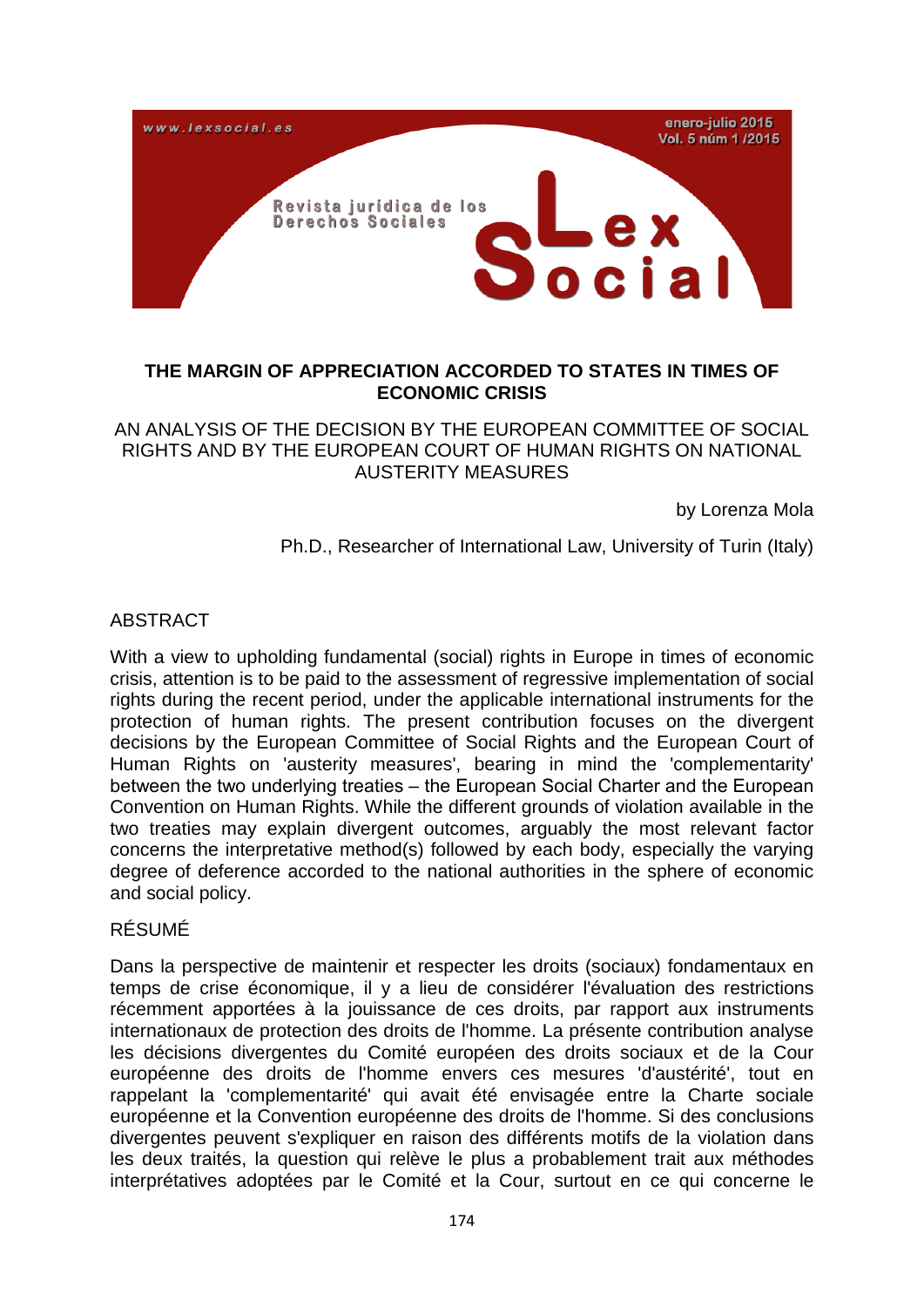# THE MARGIN OF APPRECIATION ACCORDED TO STATES IN TIMES OF ECONOMIC CRISIS

## AN ANALYSIS OF THE DECISION BY THE EUROPEAN COMMITTEE OF SOCIAL RIGHTS AND BY THE EUROPEAN COURT OF HUMAN RIGHTS ON NATIONAL AUSTERITY MEASURES

by Lorenza Mola

Ph.D., Researcher of International Law, University of Turin (Italy)

### ABSTRACT

With a view to upholding fundamental (social) rights in Europe in times of economic crisis, attention is to be paid to the assessment of regressive implementation of social rights during the recent period, under the applicable international instruments for the protection of human rights. The present contribution focuses on the divergent decisions by the European Committee of Social Rights and the European Court of Human Rights on 'austerity measures', bearing in mind the 'complementarity' between the two underlying treaties – the European Social Charter and the European Convention on Human Rights. While the different grounds of violation available in the two treaties may explain divergent outcomes, arguably the most relevant factor concerns the interpretative method(s) followed by each body, especially the varying degree of deference accorded to the national authorities in the sphere of economic and social policy.

### RÉSUMÉ

Dans la perspective de maintenir et respecter les droits (sociaux) fondamentaux en temps de crise économique, il y a lieu de considérer l'évaluation des restrictions récemment apportées à la jouissance de ces droits, par rapport aux instruments internationaux de protection des droits de l'homme. La présente contribution analyse les décisions divergentes du Comité européen des droits sociaux et de la Cour européenne des droits de l'homme envers ces mesures 'd'austérité', tout en rappelant la 'complementarité' qui avait été envisagée entre la Charte sociale européenne et la Convention européenne des droits de l'homme. Si des conclusions divergentes peuvent s'expliquer en raison des différents motifs de la violation dans les deux traités, la question qui relève le plus a probablement trait aux méthodes interprétatives adoptées par le Comité et la Cour, surtout en ce qui concerne le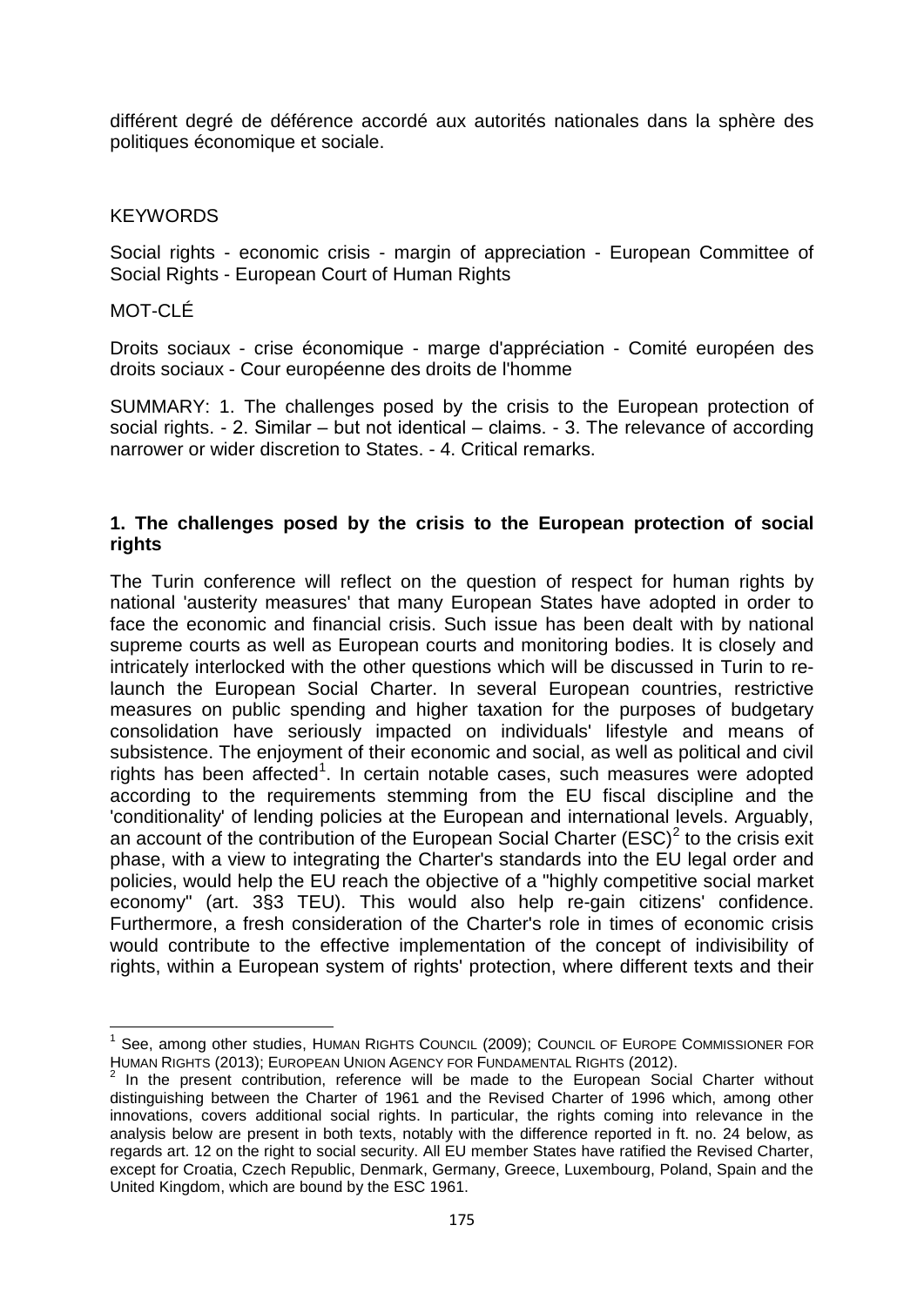différent degré de déférence accordé aux autorités nationales dans la sphère des politiques économique et sociale.

KEYWORDS

Social rights - economic crisis - margin of appreciation - European Committee of Social Rights - European Court of Human Rights

MOT-CLÉ

Droits sociaux - crise économique - marge d'appréciation - Comité européen des droits sociaux - Cour européenne des droits de l'homme

SUMMARY: 1. The challenges posed by the crisis to the European protection of social rights. - 2. Similar – but not identical – claims. - 3. The relevance of according narrower or wider discretion to States. - 4. Critical remarks.

## 1. The challenges posed by the crisis to the European protection of social rights

The Turin conference will reflect on the question of respect for human rights by national 'austerity measures' that many European States have adopted in order to face the economic and financial crisis. Such issue has been dealt with by national supreme courts as well as European courts and monitoring bodies. It is closely and intricately interlocked with the other questions which will be discussed in Turin to re-launch the European Social Charter. In several European countries, restrictive measures on public spending and higher taxation for the purposes of budgetary consolidation have seriously impacted on individuals' lifestyle and means of subsistence. The enjoyment of their economic and social, as well as political and civil rights has been affected[1]. In certain notable cases, such measures were adopted according to the requirements stemming from the EU fiscal discipline and the 'conditionality' of lending policies at the European and international levels. Arguably, an account of the contribution of the European Social Charter (ESC)[2] to the crisis exit phase, with a view to integrating the Charter's standards into the EU legal order and policies, would help the EU reach the objective of a "highly competitive social market economy" (art. 3§3 TEU). This would also help re-gain citizens' confidence. Furthermore, a fresh consideration of the Charter's role in times of economic crisis would contribute to the effective implementation of the concept of indivisibility of rights, within a European system of rights' protection, where different texts and their

[1] See, among other studies, HUMAN RIGHTS COUNCIL (2009); COUNCIL OF EUROPE COMMISSIONER FOR HUMAN RIGHTS (2013); EUROPEAN UNION AGENCY FOR FUNDAMENTAL RIGHTS (2012).

[2] In the present contribution, reference will be made to the European Social Charter without distinguishing between the Charter of 1961 and the Revised Charter of 1996 which, among other innovations, covers additional social rights. In particular, the rights coming into relevance in the analysis below are present in both texts, notably with the difference reported in ft. no. 24 below, as regards art. 12 on the right to social security. All EU member States have ratified the Revised Charter, except for Croatia, Czech Republic, Denmark, Germany, Greece, Luxembourg, Poland, Spain and the United Kingdom, which are bound by the ESC 1961.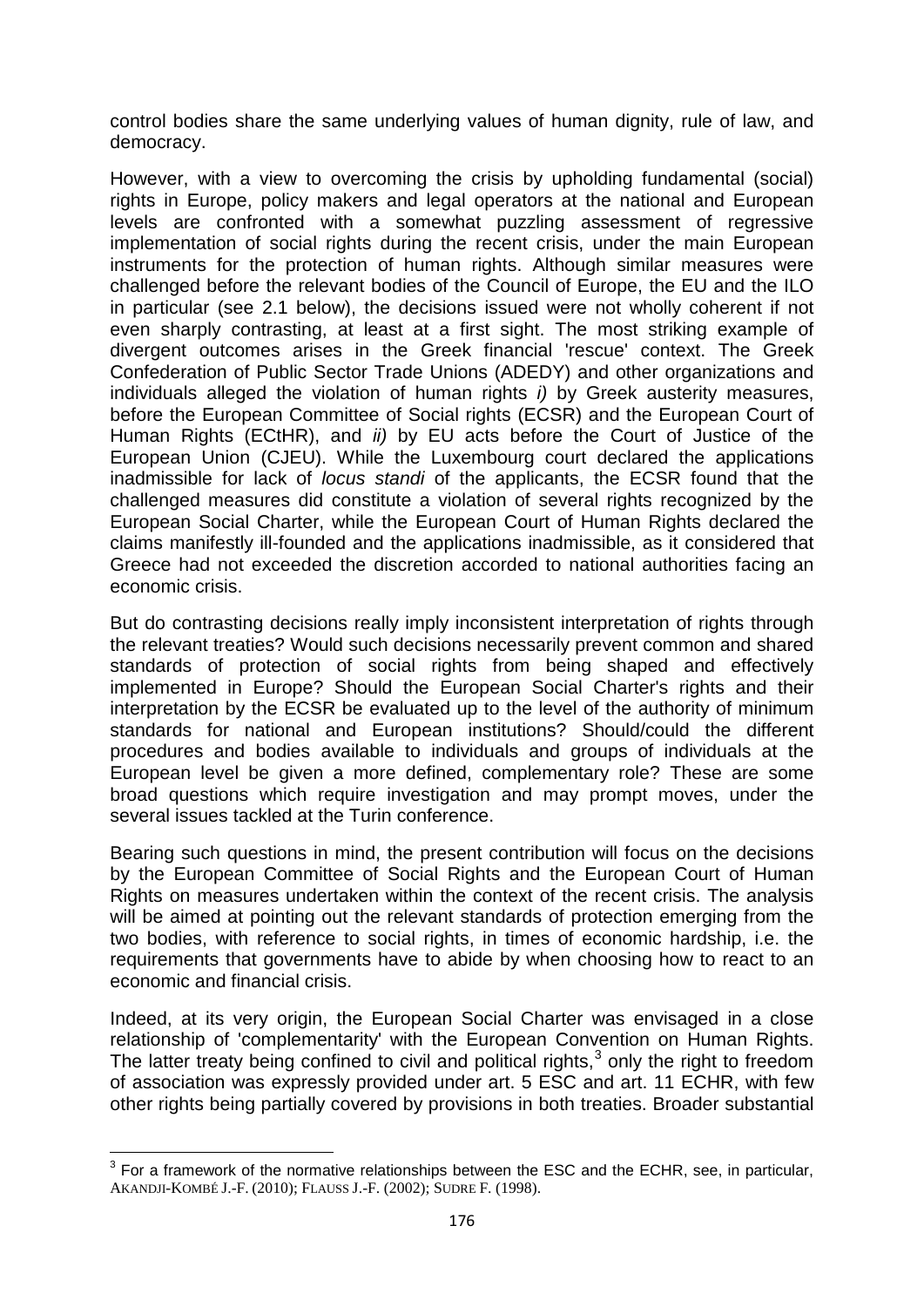control bodies share the same underlying values of human dignity, rule of law, and democracy.

However, with a view to overcoming the crisis by upholding fundamental (social) rights in Europe, policy makers and legal operators at the national and European levels are confronted with a somewhat puzzling assessment of regressive implementation of social rights during the recent crisis, under the main European instruments for the protection of human rights. Although similar measures were challenged before the relevant bodies of the Council of Europe, the EU and the ILO in particular (see 2.1 below), the decisions issued were not wholly coherent if not even sharply contrasting, at least at a first sight. The most striking example of divergent outcomes arises in the Greek financial 'rescue' context. The Greek Confederation of Public Sector Trade Unions (ADEDY) and other organizations and individuals alleged the violation of human rights *i)* by Greek austerity measures, before the European Committee of Social rights (ECSR) and the European Court of Human Rights (ECtHR), and *ii)* by EU acts before the Court of Justice of the European Union (CJEU). While the Luxembourg court declared the applications inadmissible for lack of *locus standi* of the applicants, the ECSR found that the challenged measures did constitute a violation of several rights recognized by the European Social Charter, while the European Court of Human Rights declared the claims manifestly ill-founded and the applications inadmissible, as it considered that Greece had not exceeded the discretion accorded to national authorities facing an economic crisis.

But do contrasting decisions really imply inconsistent interpretation of rights through the relevant treaties? Would such decisions necessarily prevent common and shared standards of protection of social rights from being shaped and effectively implemented in Europe? Should the European Social Charter's rights and their interpretation by the ECSR be evaluated up to the level of the authority of minimum standards for national and European institutions? Should/could the different procedures and bodies available to individuals and groups of individuals at the European level be given a more defined, complementary role? These are some broad questions which require investigation and may prompt moves, under the several issues tackled at the Turin conference.

Bearing such questions in mind, the present contribution will focus on the decisions by the European Committee of Social Rights and the European Court of Human Rights on measures undertaken within the context of the recent crisis. The analysis will be aimed at pointing out the relevant standards of protection emerging from the two bodies, with reference to social rights, in times of economic hardship, i.e. the requirements that governments have to abide by when choosing how to react to an economic and financial crisis.

Indeed, at its very origin, the European Social Charter was envisaged in a close relationship of 'complementarity' with the European Convention on Human Rights. The latter treaty being confined to civil and political rights,[3] only the right to freedom of association was expressly provided under art. 5 ESC and art. 11 ECHR, with few other rights being partially covered by provisions in both treaties. Broader substantial

[3] For a framework of the normative relationships between the ESC and the ECHR, see, in particular, AKANDJI-KOMBÉ J.-F. (2010); FLAUSS J.-F. (2002); SUDRE F. (1998).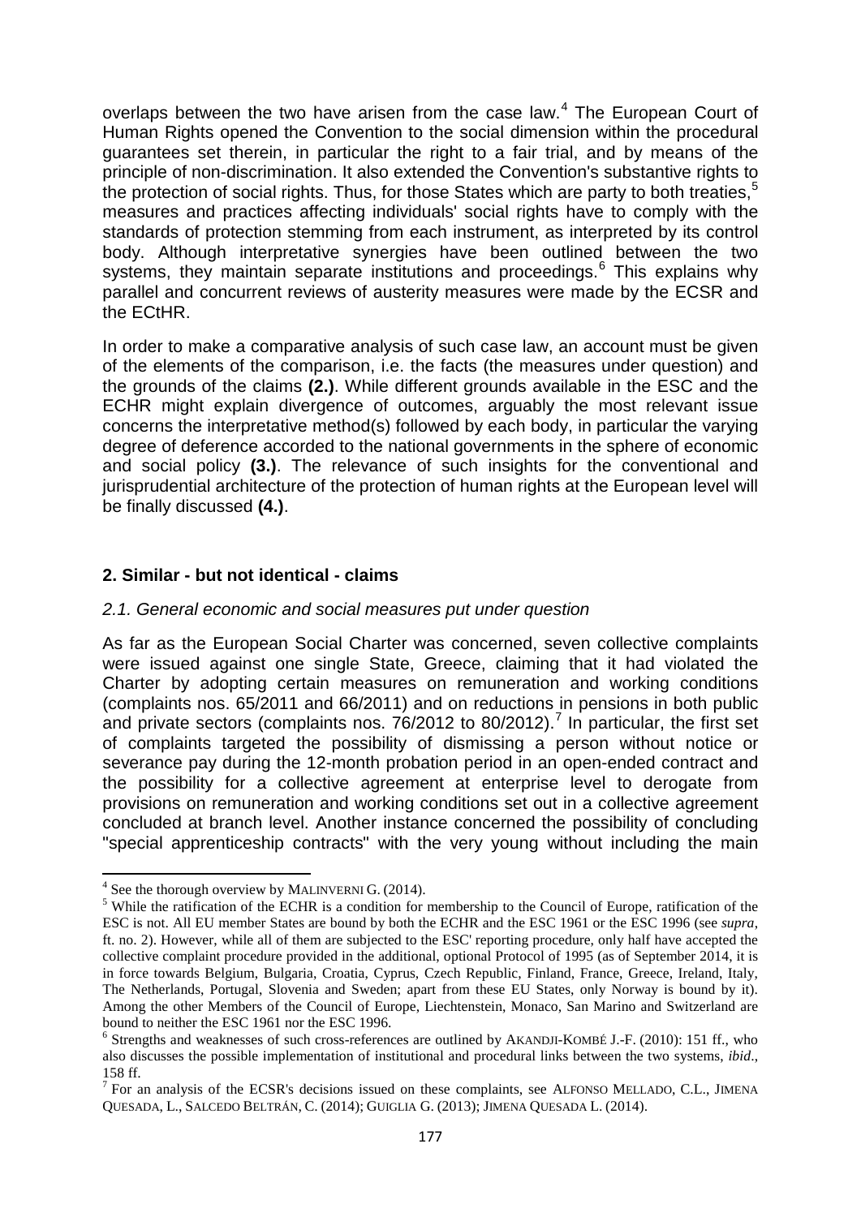overlaps between the two have arisen from the case law.[4] The European Court of Human Rights opened the Convention to the social dimension within the procedural guarantees set therein, in particular the right to a fair trial, and by means of the principle of non-discrimination. It also extended the Convention's substantive rights to the protection of social rights. Thus, for those States which are party to both treaties,[5] measures and practices affecting individuals' social rights have to comply with the standards of protection stemming from each instrument, as interpreted by its control body. Although interpretative synergies have been outlined between the two systems, they maintain separate institutions and proceedings.[6] This explains why parallel and concurrent reviews of austerity measures were made by the ECSR and the ECtHR.

In order to make a comparative analysis of such case law, an account must be given of the elements of the comparison, i.e. the facts (the measures under question) and the grounds of the claims **(2.)**. While different grounds available in the ESC and the ECHR might explain divergence of outcomes, arguably the most relevant issue concerns the interpretative method(s) followed by each body, in particular the varying degree of deference accorded to the national governments in the sphere of economic and social policy **(3.)**. The relevance of such insights for the conventional and jurisprudential architecture of the protection of human rights at the European level will be finally discussed **(4.)**.

## 2. Similar - but not identical - claims

### *2.1. General economic and social measures put under question*

As far as the European Social Charter was concerned, seven collective complaints were issued against one single State, Greece, claiming that it had violated the Charter by adopting certain measures on remuneration and working conditions (complaints nos. 65/2011 and 66/2011) and on reductions in pensions in both public and private sectors (complaints nos. 76/2012 to 80/2012).[7] In particular, the first set of complaints targeted the possibility of dismissing a person without notice or severance pay during the 12-month probation period in an open-ended contract and the possibility for a collective agreement at enterprise level to derogate from provisions on remuneration and working conditions set out in a collective agreement concluded at branch level. Another instance concerned the possibility of concluding "special apprenticeship contracts" with the very young without including the main

---

[4] See the thorough overview by MALINVERNI G. (2014).

[5] While the ratification of the ECHR is a condition for membership to the Council of Europe, ratification of the ESC is not. All EU member States are bound by both the ECHR and the ESC 1961 or the ESC 1996 (see *supra*, ft. no. 2). However, while all of them are subjected to the ESC' reporting procedure, only half have accepted the collective complaint procedure provided in the additional, optional Protocol of 1995 (as of September 2014, it is in force towards Belgium, Bulgaria, Croatia, Cyprus, Czech Republic, Finland, France, Greece, Ireland, Italy, The Netherlands, Portugal, Slovenia and Sweden; apart from these EU States, only Norway is bound by it). Among the other Members of the Council of Europe, Liechtenstein, Monaco, San Marino and Switzerland are bound to neither the ESC 1961 nor the ESC 1996.

[6] Strengths and weaknesses of such cross-references are outlined by AKANDJI-KOMBÉ J.-F. (2010): 151 ff., who also discusses the possible implementation of institutional and procedural links between the two systems, *ibid*., 158 ff.

[7] For an analysis of the ECSR's decisions issued on these complaints, see ALFONSO MELLADO, C.L., JIMENA QUESADA, L., SALCEDO BELTRÁN, C. (2014); GUIGLIA G. (2013); JIMENA QUESADA L. (2014).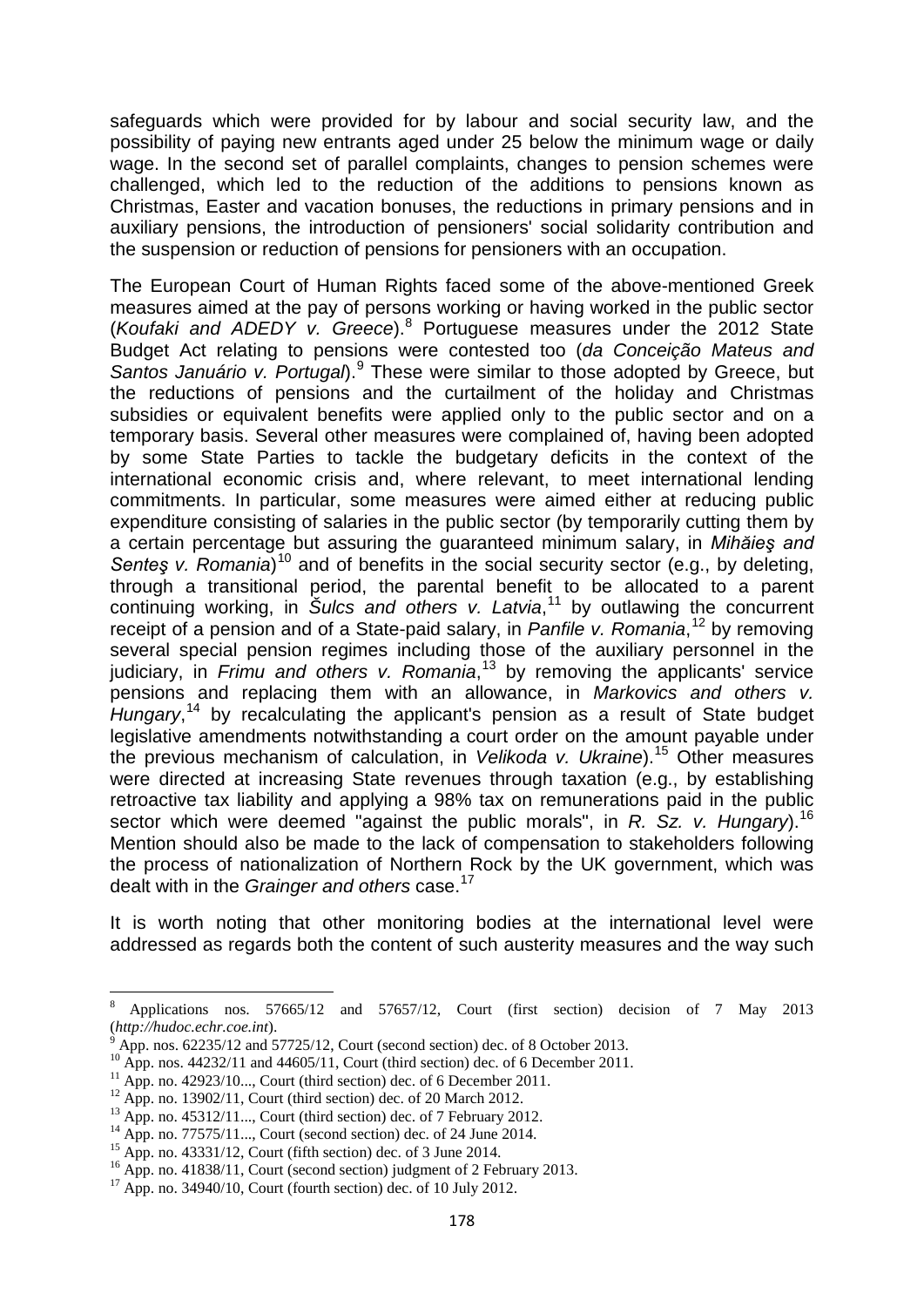safeguards which were provided for by labour and social security law, and the possibility of paying new entrants aged under 25 below the minimum wage or daily wage. In the second set of parallel complaints, changes to pension schemes were challenged, which led to the reduction of the additions to pensions known as Christmas, Easter and vacation bonuses, the reductions in primary pensions and in auxiliary pensions, the introduction of pensioners' social solidarity contribution and the suspension or reduction of pensions for pensioners with an occupation.

The European Court of Human Rights faced some of the above-mentioned Greek measures aimed at the pay of persons working or having worked in the public sector (*Koufaki and ADEDY v. Greece*).[8] Portuguese measures under the 2012 State Budget Act relating to pensions were contested too (*da Conceição Mateus and Santos Januário v. Portugal*).[9] These were similar to those adopted by Greece, but the reductions of pensions and the curtailment of the holiday and Christmas subsidies or equivalent benefits were applied only to the public sector and on a temporary basis. Several other measures were complained of, having been adopted by some State Parties to tackle the budgetary deficits in the context of the international economic crisis and, where relevant, to meet international lending commitments. In particular, some measures were aimed either at reducing public expenditure consisting of salaries in the public sector (by temporarily cutting them by a certain percentage but assuring the guaranteed minimum salary, in *Mihăieş and Senteş v. Romania*)[10] and of benefits in the social security sector (e.g., by deleting, through a transitional period, the parental benefit to be allocated to a parent continuing working, in *Šulcs and others v. Latvia*,[11] by outlawing the concurrent receipt of a pension and of a State-paid salary, in *Panfile v. Romania*,[12] by removing several special pension regimes including those of the auxiliary personnel in the judiciary, in *Frimu and others v. Romania*,[13] by removing the applicants' service pensions and replacing them with an allowance, in *Markovics and others v. Hungary*,[14] by recalculating the applicant's pension as a result of State budget legislative amendments notwithstanding a court order on the amount payable under the previous mechanism of calculation, in *Velikoda v. Ukraine*).[15] Other measures were directed at increasing State revenues through taxation (e.g., by establishing retroactive tax liability and applying a 98% tax on remunerations paid in the public sector which were deemed "against the public morals", in *R. Sz. v. Hungary*).[16] Mention should also be made to the lack of compensation to stakeholders following the process of nationalization of Northern Rock by the UK government, which was dealt with in the *Grainger and others* case.[17]

It is worth noting that other monitoring bodies at the international level were addressed as regards both the content of such austerity measures and the way such

---

[8] Applications nos. 57665/12 and 57657/12, Court (first section) decision of 7 May 2013 (*http://hudoc.echr.coe.int*).

[9] App. nos. 62235/12 and 57725/12, Court (second section) dec. of 8 October 2013.

[10] App. nos. 44232/11 and 44605/11, Court (third section) dec. of 6 December 2011.

[11] App. no. 42923/10..., Court (third section) dec. of 6 December 2011.

[12] App. no. 13902/11, Court (third section) dec. of 20 March 2012.

[13] App. no. 45312/11..., Court (third section) dec. of 7 February 2012.

[14] App. no. 77575/11..., Court (second section) dec. of 24 June 2014.

[15] App. no. 43331/12, Court (fifth section) dec. of 3 June 2014.

[16] App. no. 41838/11, Court (second section) judgment of 2 February 2013.

[17] App. no. 34940/10, Court (fourth section) dec. of 10 July 2012.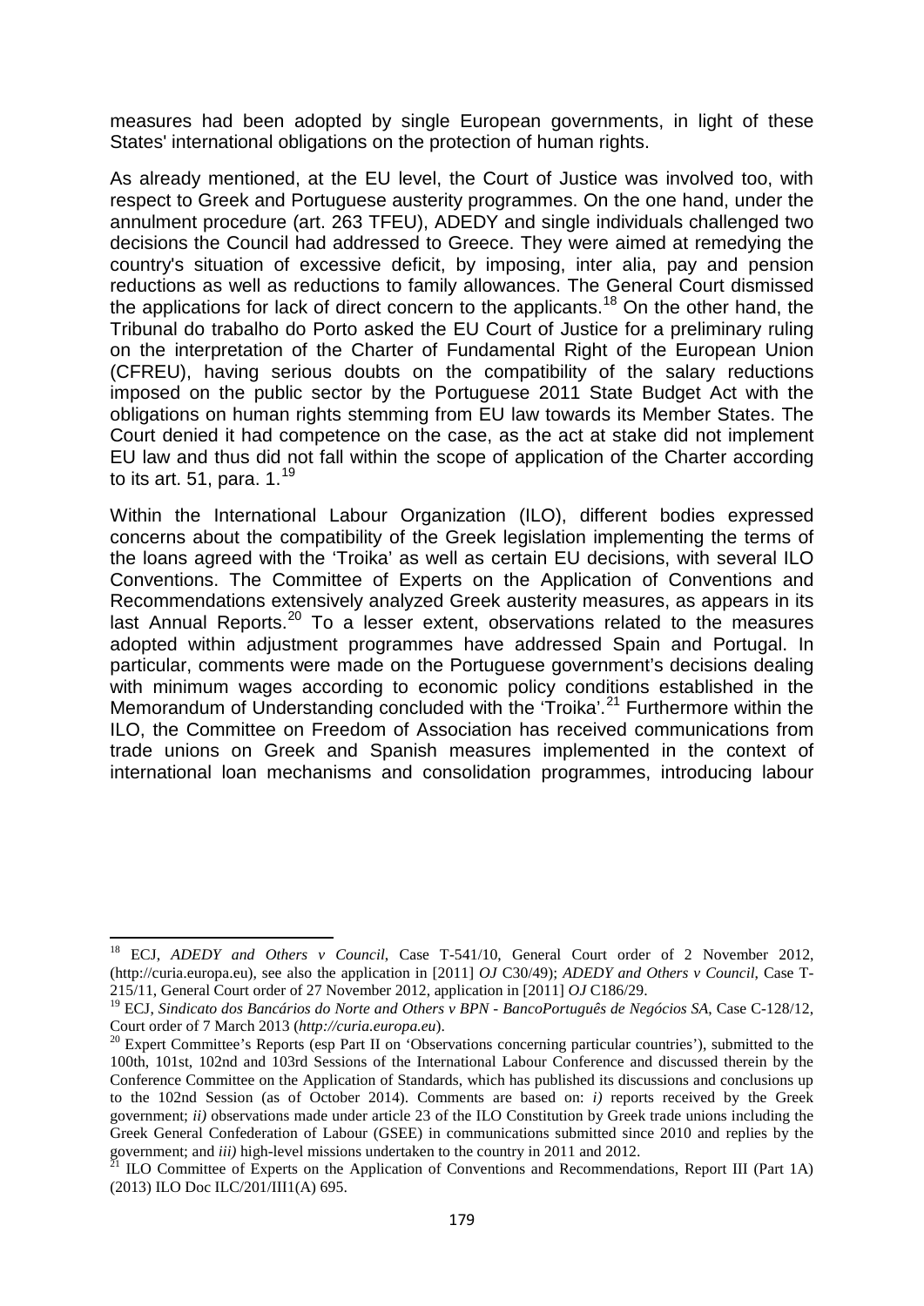measures had been adopted by single European governments, in light of these States' international obligations on the protection of human rights.

As already mentioned, at the EU level, the Court of Justice was involved too, with respect to Greek and Portuguese austerity programmes. On the one hand, under the annulment procedure (art. 263 TFEU), ADEDY and single individuals challenged two decisions the Council had addressed to Greece. They were aimed at remedying the country's situation of excessive deficit, by imposing, inter alia, pay and pension reductions as well as reductions to family allowances. The General Court dismissed the applications for lack of direct concern to the applicants.[18] On the other hand, the Tribunal do trabalho do Porto asked the EU Court of Justice for a preliminary ruling on the interpretation of the Charter of Fundamental Right of the European Union (CFREU), having serious doubts on the compatibility of the salary reductions imposed on the public sector by the Portuguese 2011 State Budget Act with the obligations on human rights stemming from EU law towards its Member States. The Court denied it had competence on the case, as the act at stake did not implement EU law and thus did not fall within the scope of application of the Charter according to its art. 51, para. 1.[19]

Within the International Labour Organization (ILO), different bodies expressed concerns about the compatibility of the Greek legislation implementing the terms of the loans agreed with the 'Troika' as well as certain EU decisions, with several ILO Conventions. The Committee of Experts on the Application of Conventions and Recommendations extensively analyzed Greek austerity measures, as appears in its last Annual Reports.[20] To a lesser extent, observations related to the measures adopted within adjustment programmes have addressed Spain and Portugal. In particular, comments were made on the Portuguese government's decisions dealing with minimum wages according to economic policy conditions established in the Memorandum of Understanding concluded with the 'Troika'.[21] Furthermore within the ILO, the Committee on Freedom of Association has received communications from trade unions on Greek and Spanish measures implemented in the context of international loan mechanisms and consolidation programmes, introducing labour

---

[18] ECJ, *ADEDY and Others v Council*, Case T-541/10, General Court order of 2 November 2012, (http://curia.europa.eu), see also the application in [2011] *OJ* C30/49); *ADEDY and Others v Council*, Case T-215/11, General Court order of 27 November 2012, application in [2011] *OJ* C186/29.

[19] ECJ, *Sindicato dos Bancários do Norte and Others v BPN - BancoPortuguês de Negócios SA*, Case C-128/12, Court order of 7 March 2013 (*http://curia.europa.eu*).

[20] Expert Committee's Reports (esp Part II on 'Observations concerning particular countries'), submitted to the 100th, 101st, 102nd and 103rd Sessions of the International Labour Conference and discussed therein by the Conference Committee on the Application of Standards, which has published its discussions and conclusions up to the 102nd Session (as of October 2014). Comments are based on: *i)* reports received by the Greek government; *ii)* observations made under article 23 of the ILO Constitution by Greek trade unions including the Greek General Confederation of Labour (GSEE) in communications submitted since 2010 and replies by the government; and *iii)* high-level missions undertaken to the country in 2011 and 2012.

[21] ILO Committee of Experts on the Application of Conventions and Recommendations, Report III (Part 1A) (2013) ILO Doc ILC/201/III1(A) 695.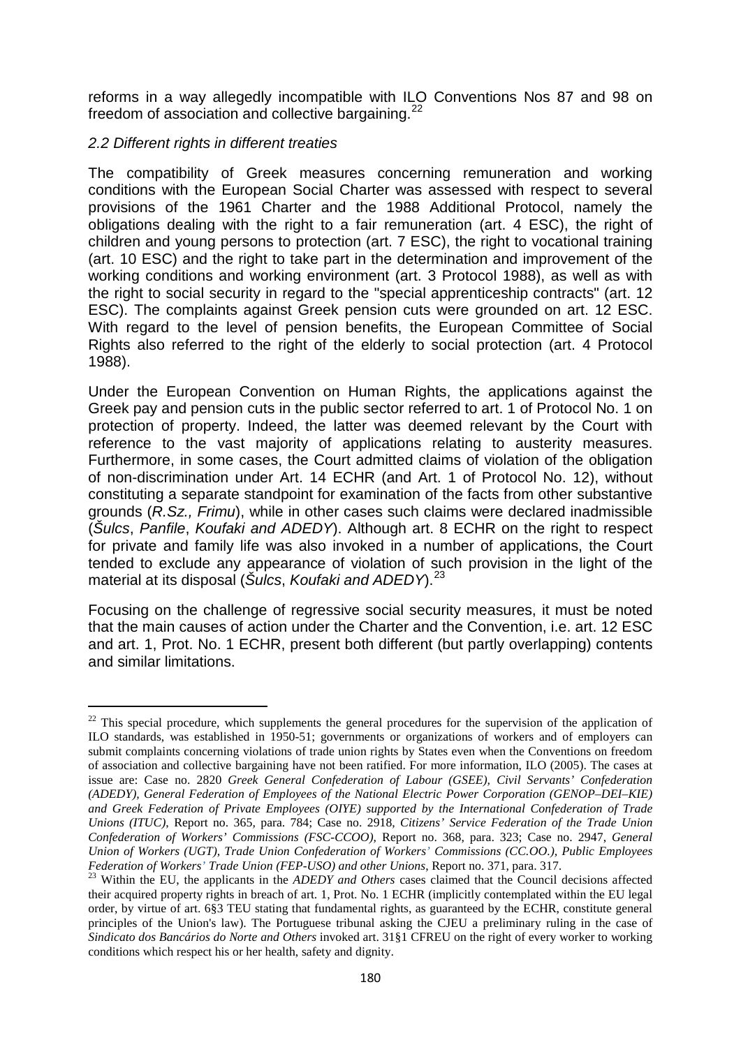reforms in a way allegedly incompatible with ILO Conventions Nos 87 and 98 on freedom of association and collective bargaining.[22]

*2.2 Different rights in different treaties*

The compatibility of Greek measures concerning remuneration and working conditions with the European Social Charter was assessed with respect to several provisions of the 1961 Charter and the 1988 Additional Protocol, namely the obligations dealing with the right to a fair remuneration (art. 4 ESC), the right of children and young persons to protection (art. 7 ESC), the right to vocational training (art. 10 ESC) and the right to take part in the determination and improvement of the working conditions and working environment (art. 3 Protocol 1988), as well as with the right to social security in regard to the "special apprenticeship contracts" (art. 12 ESC). The complaints against Greek pension cuts were grounded on art. 12 ESC. With regard to the level of pension benefits, the European Committee of Social Rights also referred to the right of the elderly to social protection (art. 4 Protocol 1988).

Under the European Convention on Human Rights, the applications against the Greek pay and pension cuts in the public sector referred to art. 1 of Protocol No. 1 on protection of property. Indeed, the latter was deemed relevant by the Court with reference to the vast majority of applications relating to austerity measures. Furthermore, in some cases, the Court admitted claims of violation of the obligation of non-discrimination under Art. 14 ECHR (and Art. 1 of Protocol No. 12), without constituting a separate standpoint for examination of the facts from other substantive grounds (*R.Sz., Frimu*), while in other cases such claims were declared inadmissible (*Šulcs*, *Panfile*, *Koufaki and ADEDY*). Although art. 8 ECHR on the right to respect for private and family life was also invoked in a number of applications, the Court tended to exclude any appearance of violation of such provision in the light of the material at its disposal (*Šulcs*, *Koufaki and ADEDY*).[23]

Focusing on the challenge of regressive social security measures, it must be noted that the main causes of action under the Charter and the Convention, i.e. art. 12 ESC and art. 1, Prot. No. 1 ECHR, present both different (but partly overlapping) contents and similar limitations.

---

[22] This special procedure, which supplements the general procedures for the supervision of the application of ILO standards, was established in 1950-51; governments or organizations of workers and of employers can submit complaints concerning violations of trade union rights by States even when the Conventions on freedom of association and collective bargaining have not been ratified. For more information, ILO (2005). The cases at issue are: Case no. 2820 *Greek General Confederation of Labour (GSEE), Civil Servants' Confederation (ADEDY), General Federation of Employees of the National Electric Power Corporation (GENOP–DEI–KIE) and Greek Federation of Private Employees (OIYE) supported by the International Confederation of Trade Unions (ITUC),* Report no. 365, para. 784; Case no. 2918, *Citizens' Service Federation of the Trade Union Confederation of Workers' Commissions (FSC-CCOO)*, Report no. 368, para. 323; Case no. 2947, *General Union of Workers (UGT), Trade Union Confederation of Workers' Commissions (CC.OO.), Public Employees Federation of Workers' Trade Union (FEP-USO) and other Unions*, Report no. 371, para. 317.

[23] Within the EU, the applicants in the *ADEDY and Others* cases claimed that the Council decisions affected their acquired property rights in breach of art. 1, Prot. No. 1 ECHR (implicitly contemplated within the EU legal order, by virtue of art. 6§3 TEU stating that fundamental rights, as guaranteed by the ECHR, constitute general principles of the Union's law). The Portuguese tribunal asking the CJEU a preliminary ruling in the case of *Sindicato dos Bancários do Norte and Others* invoked art. 31§1 CFREU on the right of every worker to working conditions which respect his or her health, safety and dignity.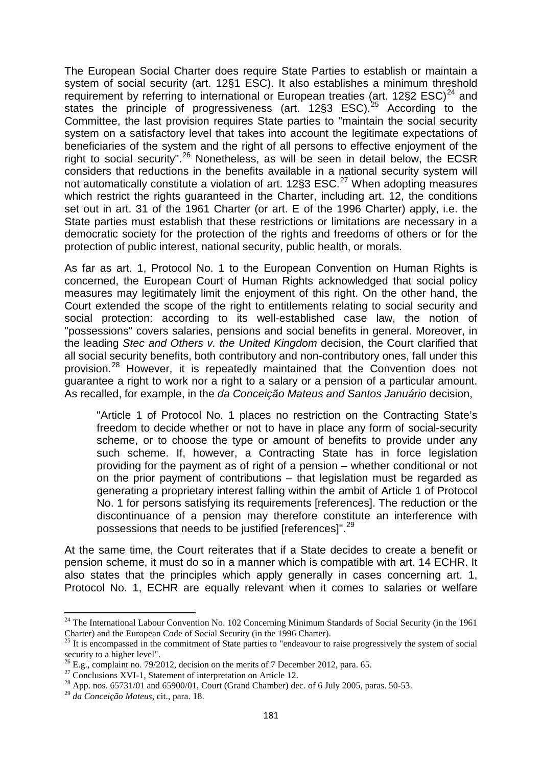The European Social Charter does require State Parties to establish or maintain a system of social security (art. 12§1 ESC). It also establishes a minimum threshold requirement by referring to international or European treaties (art. 12§2 ESC)[24] and states the principle of progressiveness (art. 12§3 ESC).[25] According to the Committee, the last provision requires State parties to "maintain the social security system on a satisfactory level that takes into account the legitimate expectations of beneficiaries of the system and the right of all persons to effective enjoyment of the right to social security".[26] Nonetheless, as will be seen in detail below, the ECSR considers that reductions in the benefits available in a national security system will not automatically constitute a violation of art. 12§3 ESC.[27] When adopting measures which restrict the rights guaranteed in the Charter, including art. 12, the conditions set out in art. 31 of the 1961 Charter (or art. E of the 1996 Charter) apply, i.e. the State parties must establish that these restrictions or limitations are necessary in a democratic society for the protection of the rights and freedoms of others or for the protection of public interest, national security, public health, or morals.

As far as art. 1, Protocol No. 1 to the European Convention on Human Rights is concerned, the European Court of Human Rights acknowledged that social policy measures may legitimately limit the enjoyment of this right. On the other hand, the Court extended the scope of the right to entitlements relating to social security and social protection: according to its well-established case law, the notion of "possessions" covers salaries, pensions and social benefits in general. Moreover, in the leading *Stec and Others v. the United Kingdom* decision, the Court clarified that all social security benefits, both contributory and non-contributory ones, fall under this provision.[28] However, it is repeatedly maintained that the Convention does not guarantee a right to work nor a right to a salary or a pension of a particular amount. As recalled, for example, in the *da Conceição Mateus and Santos Januário* decision,

> "Article 1 of Protocol No. 1 places no restriction on the Contracting State's freedom to decide whether or not to have in place any form of social-security scheme, or to choose the type or amount of benefits to provide under any such scheme. If, however, a Contracting State has in force legislation providing for the payment as of right of a pension – whether conditional or not on the prior payment of contributions – that legislation must be regarded as generating a proprietary interest falling within the ambit of Article 1 of Protocol No. 1 for persons satisfying its requirements [references]. The reduction or the discontinuance of a pension may therefore constitute an interference with possessions that needs to be justified [references]".[29]

At the same time, the Court reiterates that if a State decides to create a benefit or pension scheme, it must do so in a manner which is compatible with art. 14 ECHR. It also states that the principles which apply generally in cases concerning art. 1, Protocol No. 1, ECHR are equally relevant when it comes to salaries or welfare

---

[24] The International Labour Convention No. 102 Concerning Minimum Standards of Social Security (in the 1961 Charter) and the European Code of Social Security (in the 1996 Charter).

[25] It is encompassed in the commitment of State parties to "endeavour to raise progressively the system of social security to a higher level".

[26] E.g., complaint no. 79/2012, decision on the merits of 7 December 2012, para. 65.

[27] Conclusions XVI-1, Statement of interpretation on Article 12.

[28] App. nos. 65731/01 and 65900/01, Court (Grand Chamber) dec. of 6 July 2005, paras. 50-53.

[29] *da Conceição Mateus*, cit., para. 18.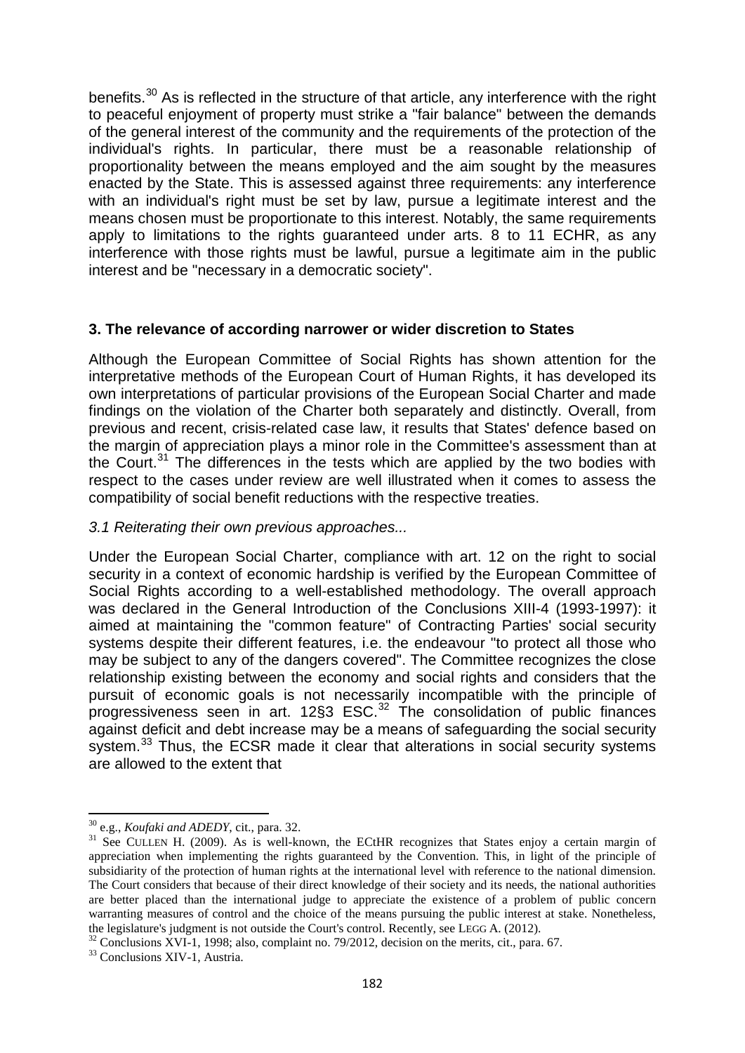benefits.[30] As is reflected in the structure of that article, any interference with the right to peaceful enjoyment of property must strike a "fair balance" between the demands of the general interest of the community and the requirements of the protection of the individual's rights. In particular, there must be a reasonable relationship of proportionality between the means employed and the aim sought by the measures enacted by the State. This is assessed against three requirements: any interference with an individual's right must be set by law, pursue a legitimate interest and the means chosen must be proportionate to this interest. Notably, the same requirements apply to limitations to the rights guaranteed under arts. 8 to 11 ECHR, as any interference with those rights must be lawful, pursue a legitimate aim in the public interest and be "necessary in a democratic society".

## 3. The relevance of according narrower or wider discretion to States

Although the European Committee of Social Rights has shown attention for the interpretative methods of the European Court of Human Rights, it has developed its own interpretations of particular provisions of the European Social Charter and made findings on the violation of the Charter both separately and distinctly. Overall, from previous and recent, crisis-related case law, it results that States' defence based on the margin of appreciation plays a minor role in the Committee's assessment than at the Court.[31] The differences in the tests which are applied by the two bodies with respect to the cases under review are well illustrated when it comes to assess the compatibility of social benefit reductions with the respective treaties.

### *3.1 Reiterating their own previous approaches...*

Under the European Social Charter, compliance with art. 12 on the right to social security in a context of economic hardship is verified by the European Committee of Social Rights according to a well-established methodology. The overall approach was declared in the General Introduction of the Conclusions XIII-4 (1993-1997): it aimed at maintaining the "common feature" of Contracting Parties' social security systems despite their different features, i.e. the endeavour "to protect all those who may be subject to any of the dangers covered". The Committee recognizes the close relationship existing between the economy and social rights and considers that the pursuit of economic goals is not necessarily incompatible with the principle of progressiveness seen in art. 12§3 ESC.[32] The consolidation of public finances against deficit and debt increase may be a means of safeguarding the social security system.[33] Thus, the ECSR made it clear that alterations in social security systems are allowed to the extent that

---

[30] e.g., *Koufaki and ADEDY*, cit., para. 32.

[31] See CULLEN H. (2009). As is well-known, the ECtHR recognizes that States enjoy a certain margin of appreciation when implementing the rights guaranteed by the Convention. This, in light of the principle of subsidiarity of the protection of human rights at the international level with reference to the national dimension. The Court considers that because of their direct knowledge of their society and its needs, the national authorities are better placed than the international judge to appreciate the existence of a problem of public concern warranting measures of control and the choice of the means pursuing the public interest at stake. Nonetheless, the legislature's judgment is not outside the Court's control. Recently, see LEGG A. (2012).

[32] Conclusions XVI-1, 1998; also, complaint no. 79/2012, decision on the merits, cit., para. 67.

[33] Conclusions XIV-1, Austria.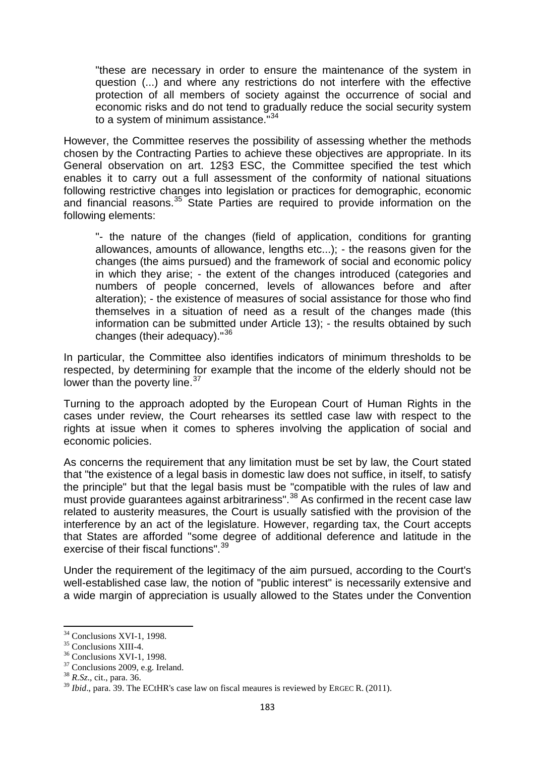> "these are necessary in order to ensure the maintenance of the system in question (...) and where any restrictions do not interfere with the effective protection of all members of society against the occurrence of social and economic risks and do not tend to gradually reduce the social security system to a system of minimum assistance."[34]

However, the Committee reserves the possibility of assessing whether the methods chosen by the Contracting Parties to achieve these objectives are appropriate. In its General observation on art. 12§3 ESC, the Committee specified the test which enables it to carry out a full assessment of the conformity of national situations following restrictive changes into legislation or practices for demographic, economic and financial reasons.[35] State Parties are required to provide information on the following elements:

> "- the nature of the changes (field of application, conditions for granting allowances, amounts of allowance, lengths etc...); - the reasons given for the changes (the aims pursued) and the framework of social and economic policy in which they arise; - the extent of the changes introduced (categories and numbers of people concerned, levels of allowances before and after alteration); - the existence of measures of social assistance for those who find themselves in a situation of need as a result of the changes made (this information can be submitted under Article 13); - the results obtained by such changes (their adequacy)."[36]

In particular, the Committee also identifies indicators of minimum thresholds to be respected, by determining for example that the income of the elderly should not be lower than the poverty line.[37]

Turning to the approach adopted by the European Court of Human Rights in the cases under review, the Court rehearses its settled case law with respect to the rights at issue when it comes to spheres involving the application of social and economic policies.

As concerns the requirement that any limitation must be set by law, the Court stated that "the existence of a legal basis in domestic law does not suffice, in itself, to satisfy the principle" but that the legal basis must be "compatible with the rules of law and must provide guarantees against arbitrariness".[38] As confirmed in the recent case law related to austerity measures, the Court is usually satisfied with the provision of the interference by an act of the legislature. However, regarding tax, the Court accepts that States are afforded "some degree of additional deference and latitude in the exercise of their fiscal functions".[39]

Under the requirement of the legitimacy of the aim pursued, according to the Court's well-established case law, the notion of "public interest" is necessarily extensive and a wide margin of appreciation is usually allowed to the States under the Convention

---

[34] Conclusions XVI-1, 1998.

[35] Conclusions XIII-4.

[36] Conclusions XVI-1, 1998.

[37] Conclusions 2009, e.g. Ireland.

[38] *R.Sz.*, cit., para. 36.

[39] *Ibid*., para. 39. The ECtHR's case law on fiscal meaures is reviewed by ERGEC R. (2011).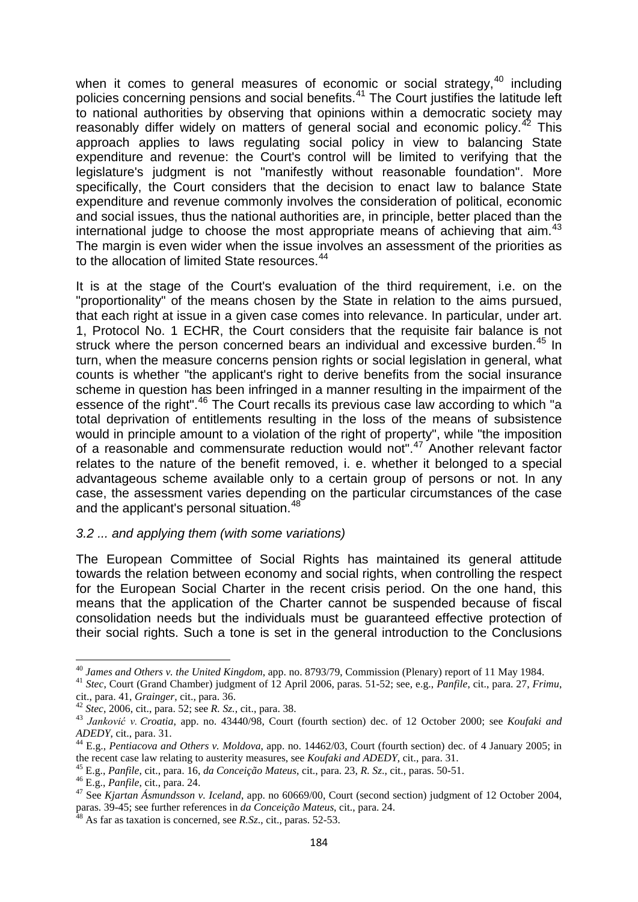when it comes to general measures of economic or social strategy,[40] including policies concerning pensions and social benefits.[41] The Court justifies the latitude left to national authorities by observing that opinions within a democratic society may reasonably differ widely on matters of general social and economic policy.[42] This approach applies to laws regulating social policy in view to balancing State expenditure and revenue: the Court's control will be limited to verifying that the legislature's judgment is not "manifestly without reasonable foundation". More specifically, the Court considers that the decision to enact law to balance State expenditure and revenue commonly involves the consideration of political, economic and social issues, thus the national authorities are, in principle, better placed than the international judge to choose the most appropriate means of achieving that aim.[43] The margin is even wider when the issue involves an assessment of the priorities as to the allocation of limited State resources.[44]

It is at the stage of the Court's evaluation of the third requirement, i.e. on the "proportionality" of the means chosen by the State in relation to the aims pursued, that each right at issue in a given case comes into relevance. In particular, under art. 1, Protocol No. 1 ECHR, the Court considers that the requisite fair balance is not struck where the person concerned bears an individual and excessive burden.[45] In turn, when the measure concerns pension rights or social legislation in general, what counts is whether "the applicant's right to derive benefits from the social insurance scheme in question has been infringed in a manner resulting in the impairment of the essence of the right".[46] The Court recalls its previous case law according to which "a total deprivation of entitlements resulting in the loss of the means of subsistence would in principle amount to a violation of the right of property", while "the imposition of a reasonable and commensurate reduction would not".[47] Another relevant factor relates to the nature of the benefit removed, i. e. whether it belonged to a special advantageous scheme available only to a certain group of persons or not. In any case, the assessment varies depending on the particular circumstances of the case and the applicant's personal situation.[48]

### *3.2 ... and applying them (with some variations)*

The European Committee of Social Rights has maintained its general attitude towards the relation between economy and social rights, when controlling the respect for the European Social Charter in the recent crisis period. On the one hand, this means that the application of the Charter cannot be suspended because of fiscal consolidation needs but the individuals must be guaranteed effective protection of their social rights. Such a tone is set in the general introduction to the Conclusions

---

[40] *James and Others v. the United Kingdom*, app. no. 8793/79, Commission (Plenary) report of 11 May 1984.

[41] *Stec*, Court (Grand Chamber) judgment of 12 April 2006, paras. 51-52; see, e.g., *Panfile*, cit., para. 27, *Frimu*, cit., para. 41, *Grainger*, cit., para. 36.

[42] *Stec*, 2006, cit., para. 52; see *R. Sz.*, cit., para. 38.

[43] *Janković v. Croatia*, app. no. 43440/98, Court (fourth section) dec. of 12 October 2000; see *Koufaki and ADEDY*, cit., para. 31.

[44] E.g., *Pentiacova and Others v. Moldova*, app. no. 14462/03, Court (fourth section) dec. of 4 January 2005; in the recent case law relating to austerity measures, see *Koufaki and ADEDY*, cit., para. 31.

[45] E.g., *Panfile*, cit., para. 16, *da Conceição Mateus*, cit., para. 23, *R. Sz*., cit., paras. 50-51.

[46] E.g., *Panfile*, cit., para. 24.

[47] See *Kjartan Ásmundsson v. Iceland*, app. no 60669/00, Court (second section) judgment of 12 October 2004, paras. 39-45; see further references in *da Conceição Mateus*, cit., para. 24.

[48] As far as taxation is concerned, see *R.Sz*., cit., paras. 52-53.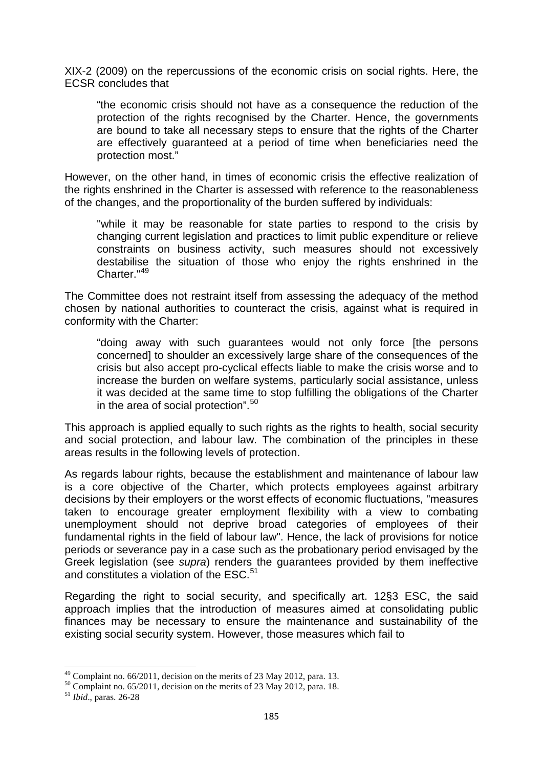XIX-2 (2009) on the repercussions of the economic crisis on social rights. Here, the ECSR concludes that

> "the economic crisis should not have as a consequence the reduction of the protection of the rights recognised by the Charter. Hence, the governments are bound to take all necessary steps to ensure that the rights of the Charter are effectively guaranteed at a period of time when beneficiaries need the protection most."

However, on the other hand, in times of economic crisis the effective realization of the rights enshrined in the Charter is assessed with reference to the reasonableness of the changes, and the proportionality of the burden suffered by individuals:

> "while it may be reasonable for state parties to respond to the crisis by changing current legislation and practices to limit public expenditure or relieve constraints on business activity, such measures should not excessively destabilise the situation of those who enjoy the rights enshrined in the Charter."[49]

The Committee does not restraint itself from assessing the adequacy of the method chosen by national authorities to counteract the crisis, against what is required in conformity with the Charter:

> "doing away with such guarantees would not only force [the persons concerned] to shoulder an excessively large share of the consequences of the crisis but also accept pro-cyclical effects liable to make the crisis worse and to increase the burden on welfare systems, particularly social assistance, unless it was decided at the same time to stop fulfilling the obligations of the Charter in the area of social protection".[50]

This approach is applied equally to such rights as the rights to health, social security and social protection, and labour law. The combination of the principles in these areas results in the following levels of protection.

As regards labour rights, because the establishment and maintenance of labour law is a core objective of the Charter, which protects employees against arbitrary decisions by their employers or the worst effects of economic fluctuations, "measures taken to encourage greater employment flexibility with a view to combating unemployment should not deprive broad categories of employees of their fundamental rights in the field of labour law". Hence, the lack of provisions for notice periods or severance pay in a case such as the probationary period envisaged by the Greek legislation (see *supra*) renders the guarantees provided by them ineffective and constitutes a violation of the ESC.[51]

Regarding the right to social security, and specifically art. 12§3 ESC, the said approach implies that the introduction of measures aimed at consolidating public finances may be necessary to ensure the maintenance and sustainability of the existing social security system. However, those measures which fail to

---

[49] Complaint no. 66/2011, decision on the merits of 23 May 2012, para. 13.

[50] Complaint no. 65/2011, decision on the merits of 23 May 2012, para. 18.

[51] *Ibid*., paras. 26-28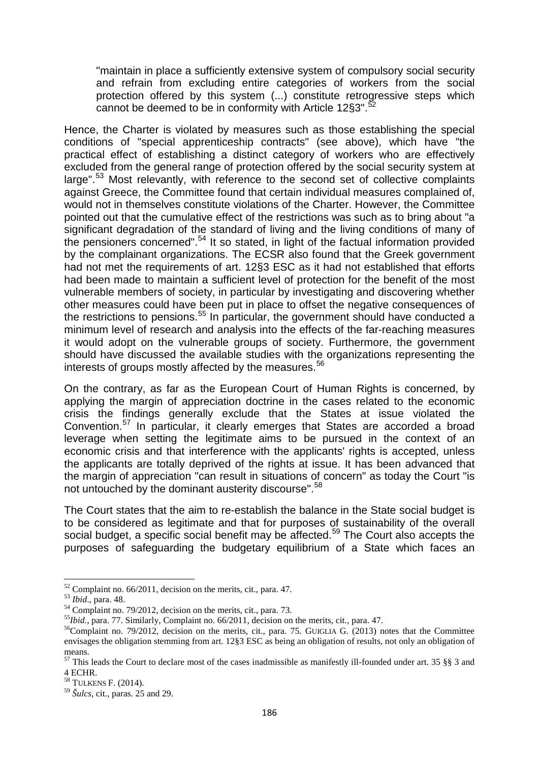> "maintain in place a sufficiently extensive system of compulsory social security and refrain from excluding entire categories of workers from the social protection offered by this system (...) constitute retrogressive steps which cannot be deemed to be in conformity with Article 12§3".[52]

Hence, the Charter is violated by measures such as those establishing the special conditions of "special apprenticeship contracts" (see above), which have "the practical effect of establishing a distinct category of workers who are effectively excluded from the general range of protection offered by the social security system at large".[53] Most relevantly, with reference to the second set of collective complaints against Greece, the Committee found that certain individual measures complained of, would not in themselves constitute violations of the Charter. However, the Committee pointed out that the cumulative effect of the restrictions was such as to bring about "a significant degradation of the standard of living and the living conditions of many of the pensioners concerned".[54] It so stated, in light of the factual information provided by the complainant organizations. The ECSR also found that the Greek government had not met the requirements of art. 12§3 ESC as it had not established that efforts had been made to maintain a sufficient level of protection for the benefit of the most vulnerable members of society, in particular by investigating and discovering whether other measures could have been put in place to offset the negative consequences of the restrictions to pensions.[55] In particular, the government should have conducted a minimum level of research and analysis into the effects of the far-reaching measures it would adopt on the vulnerable groups of society. Furthermore, the government should have discussed the available studies with the organizations representing the interests of groups mostly affected by the measures.[56]

On the contrary, as far as the European Court of Human Rights is concerned, by applying the margin of appreciation doctrine in the cases related to the economic crisis the findings generally exclude that the States at issue violated the Convention.[57] In particular, it clearly emerges that States are accorded a broad leverage when setting the legitimate aims to be pursued in the context of an economic crisis and that interference with the applicants' rights is accepted, unless the applicants are totally deprived of the rights at issue. It has been advanced that the margin of appreciation "can result in situations of concern" as today the Court "is not untouched by the dominant austerity discourse".[58]

The Court states that the aim to re-establish the balance in the State social budget is to be considered as legitimate and that for purposes of sustainability of the overall social budget, a specific social benefit may be affected.[59] The Court also accepts the purposes of safeguarding the budgetary equilibrium of a State which faces an

---

[52] Complaint no. 66/2011, decision on the merits, cit., para. 47.

[53] *Ibid*., para. 48.

[54] Complaint no. 79/2012, decision on the merits, cit., para. 73.

[55] *Ibid.*, para. 77. Similarly, Complaint no. 66/2011, decision on the merits, cit., para. 47.

[56] Complaint no. 79/2012, decision on the merits, cit., para. 75. GUIGLIA G. (2013) notes that the Committee envisages the obligation stemming from art. 12§3 ESC as being an obligation of results, not only an obligation of means.

[57] This leads the Court to declare most of the cases inadmissible as manifestly ill-founded under art. 35 §§ 3 and 4 ECHR.

[58] TULKENS F. (2014).

[59] *Šulcs*, cit., paras. 25 and 29.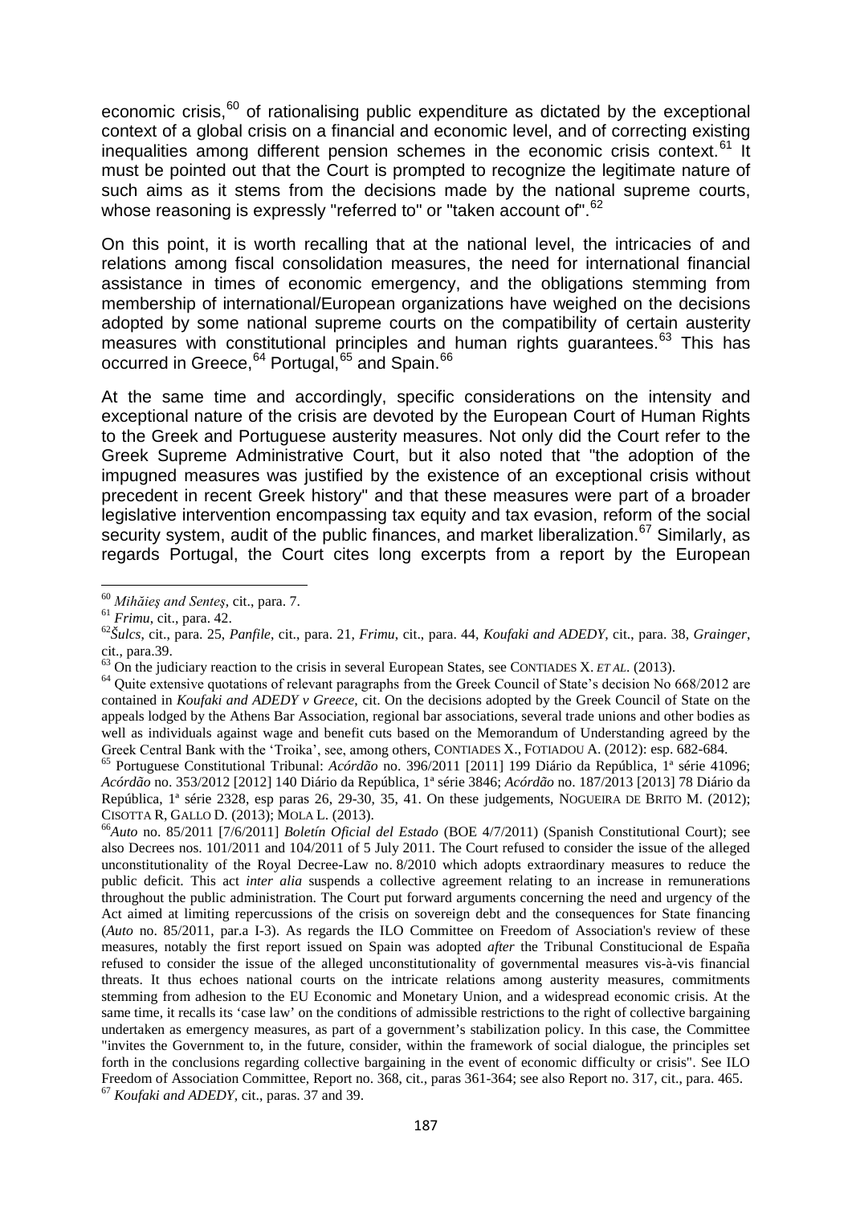economic crisis,[60] of rationalising public expenditure as dictated by the exceptional context of a global crisis on a financial and economic level, and of correcting existing inequalities among different pension schemes in the economic crisis context.[61] It must be pointed out that the Court is prompted to recognize the legitimate nature of such aims as it stems from the decisions made by the national supreme courts, whose reasoning is expressly "referred to" or "taken account of".[62]

On this point, it is worth recalling that at the national level, the intricacies of and relations among fiscal consolidation measures, the need for international financial assistance in times of economic emergency, and the obligations stemming from membership of international/European organizations have weighed on the decisions adopted by some national supreme courts on the compatibility of certain austerity measures with constitutional principles and human rights guarantees.[63] This has occurred in Greece,[64] Portugal,[65] and Spain.[66]

At the same time and accordingly, specific considerations on the intensity and exceptional nature of the crisis are devoted by the European Court of Human Rights to the Greek and Portuguese austerity measures. Not only did the Court refer to the Greek Supreme Administrative Court, but it also noted that "the adoption of the impugned measures was justified by the existence of an exceptional crisis without precedent in recent Greek history" and that these measures were part of a broader legislative intervention encompassing tax equity and tax evasion, reform of the social security system, audit of the public finances, and market liberalization.[67] Similarly, as regards Portugal, the Court cites long excerpts from a report by the European

---

[60] *Mihăieş and Senteş*, cit., para. 7.

[61] *Frimu*, cit., para. 42.

[62] *Šulcs*, cit., para. 25, *Panfile*, cit., para. 21, *Frimu*, cit., para. 44, *Koufaki and ADEDY*, cit., para. 38, *Grainger*, cit., para.39.

[63] On the judiciary reaction to the crisis in several European States, see CONTIADES X. *ET AL*. (2013).

[64] Quite extensive quotations of relevant paragraphs from the Greek Council of State's decision No 668/2012 are contained in *Koufaki and ADEDY v Greece*, cit. On the decisions adopted by the Greek Council of State on the appeals lodged by the Athens Bar Association, regional bar associations, several trade unions and other bodies as well as individuals against wage and benefit cuts based on the Memorandum of Understanding agreed by the Greek Central Bank with the 'Troika', see, among others, CONTIADES X., FOTIADOU A. (2012): esp. 682-684.

[65] Portuguese Constitutional Tribunal: *Acórdão* no. 396/2011 [2011] 199 Diário da República, 1ª série 41096; *Acórdão* no. 353/2012 [2012] 140 Diário da República, 1ª série 3846; *Acórdão* no. 187/2013 [2013] 78 Diário da República, 1ª série 2328, esp paras 26, 29-30, 35, 41. On these judgements, NOGUEIRA DE BRITO M. (2012); CISOTTA R, GALLO D. (2013); MOLA L. (2013).

[66] *Auto* no. 85/2011 [7/6/2011] *Boletín Oficial del Estado* (BOE 4/7/2011) (Spanish Constitutional Court); see also Decrees nos. 101/2011 and 104/2011 of 5 July 2011. The Court refused to consider the issue of the alleged unconstitutionality of the Royal Decree-Law no. 8/2010 which adopts extraordinary measures to reduce the public deficit. This act *inter alia* suspends a collective agreement relating to an increase in remunerations throughout the public administration. The Court put forward arguments concerning the need and urgency of the Act aimed at limiting repercussions of the crisis on sovereign debt and the consequences for State financing (*Auto* no. 85/2011, par.a I-3). As regards the ILO Committee on Freedom of Association's review of these measures, notably the first report issued on Spain was adopted *after* the Tribunal Constitucional de España refused to consider the issue of the alleged unconstitutionality of governmental measures vis-à-vis financial threats. It thus echoes national courts on the intricate relations among austerity measures, commitments stemming from adhesion to the EU Economic and Monetary Union, and a widespread economic crisis. At the same time, it recalls its 'case law' on the conditions of admissible restrictions to the right of collective bargaining undertaken as emergency measures, as part of a government's stabilization policy. In this case, the Committee "invites the Government to, in the future, consider, within the framework of social dialogue, the principles set forth in the conclusions regarding collective bargaining in the event of economic difficulty or crisis". See ILO Freedom of Association Committee, Report no. 368, cit., paras 361-364; see also Report no. 317, cit., para. 465.

[67] *Koufaki and ADEDY*, cit., paras. 37 and 39.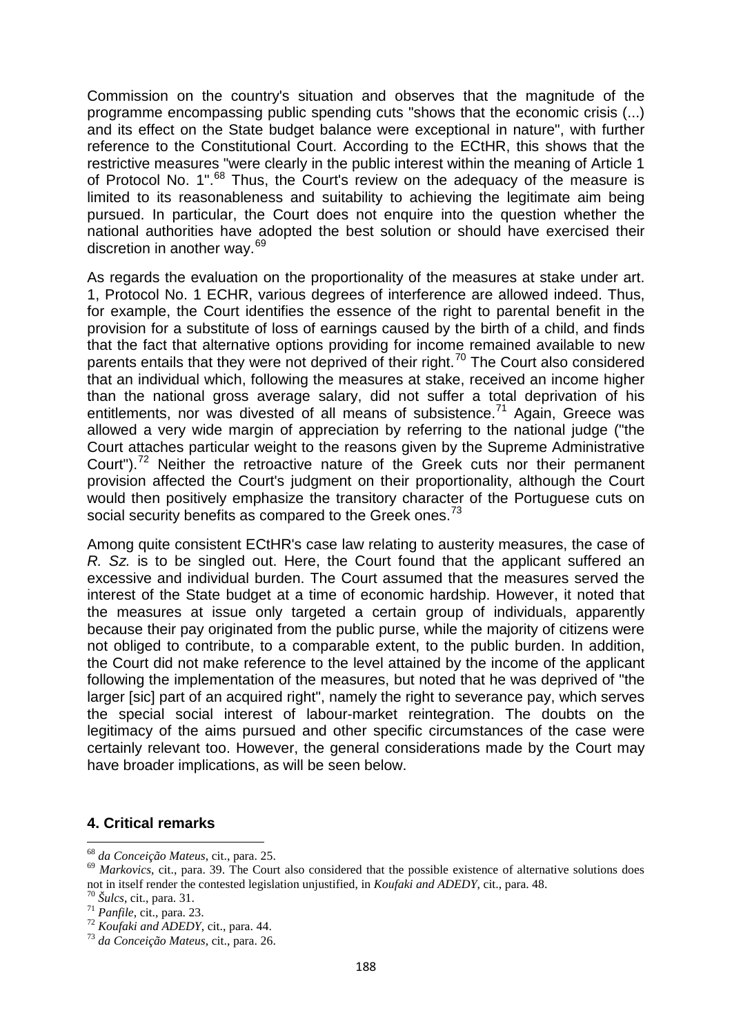Commission on the country's situation and observes that the magnitude of the programme encompassing public spending cuts "shows that the economic crisis (...) and its effect on the State budget balance were exceptional in nature", with further reference to the Constitutional Court. According to the ECtHR, this shows that the restrictive measures "were clearly in the public interest within the meaning of Article 1 of Protocol No. 1".[68] Thus, the Court's review on the adequacy of the measure is limited to its reasonableness and suitability to achieving the legitimate aim being pursued. In particular, the Court does not enquire into the question whether the national authorities have adopted the best solution or should have exercised their discretion in another way.[69]

As regards the evaluation on the proportionality of the measures at stake under art. 1, Protocol No. 1 ECHR, various degrees of interference are allowed indeed. Thus, for example, the Court identifies the essence of the right to parental benefit in the provision for a substitute of loss of earnings caused by the birth of a child, and finds that the fact that alternative options providing for income remained available to new parents entails that they were not deprived of their right.[70] The Court also considered that an individual which, following the measures at stake, received an income higher than the national gross average salary, did not suffer a total deprivation of his entitlements, nor was divested of all means of subsistence.[71] Again, Greece was allowed a very wide margin of appreciation by referring to the national judge ("the Court attaches particular weight to the reasons given by the Supreme Administrative Court").[72] Neither the retroactive nature of the Greek cuts nor their permanent provision affected the Court's judgment on their proportionality, although the Court would then positively emphasize the transitory character of the Portuguese cuts on social security benefits as compared to the Greek ones.[73]

Among quite consistent ECtHR's case law relating to austerity measures, the case of *R. Sz.* is to be singled out. Here, the Court found that the applicant suffered an excessive and individual burden. The Court assumed that the measures served the interest of the State budget at a time of economic hardship. However, it noted that the measures at issue only targeted a certain group of individuals, apparently because their pay originated from the public purse, while the majority of citizens were not obliged to contribute, to a comparable extent, to the public burden. In addition, the Court did not make reference to the level attained by the income of the applicant following the implementation of the measures, but noted that he was deprived of "the larger [sic] part of an acquired right", namely the right to severance pay, which serves the special social interest of labour-market reintegration. The doubts on the legitimacy of the aims pursued and other specific circumstances of the case were certainly relevant too. However, the general considerations made by the Court may have broader implications, as will be seen below.

## 4. Critical remarks

---

[68] *da Conceição Mateus*, cit., para. 25.

[69] *Markovics*, cit., para. 39. The Court also considered that the possible existence of alternative solutions does not in itself render the contested legislation unjustified, in *Koufaki and ADEDY*, cit., para. 48.

[70] *Šulcs*, cit., para. 31.

[71] *Panfile*, cit., para. 23.

[72] *Koufaki and ADEDY*, cit., para. 44.

[73] *da Conceição Mateus*, cit., para. 26.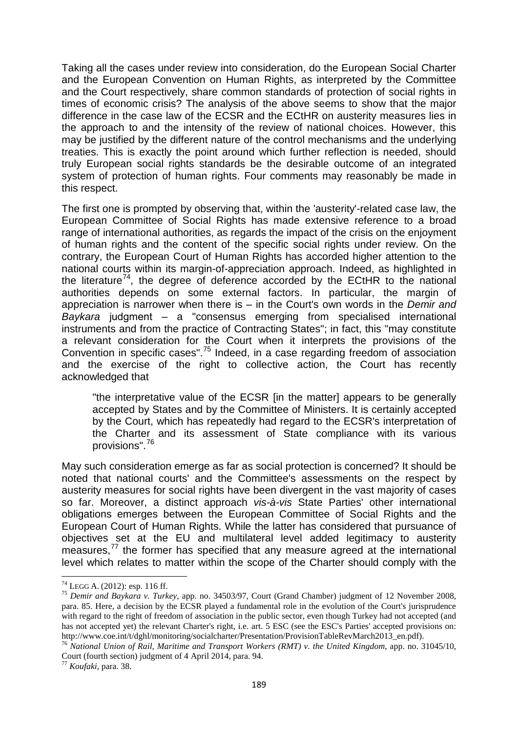Taking all the cases under review into consideration, do the European Social Charter and the European Convention on Human Rights, as interpreted by the Committee and the Court respectively, share common standards of protection of social rights in times of economic crisis? The analysis of the above seems to show that the major difference in the case law of the ECSR and the ECtHR on austerity measures lies in the approach to and the intensity of the review of national choices. However, this may be justified by the different nature of the control mechanisms and the underlying treaties. This is exactly the point around which further reflection is needed, should truly European social rights standards be the desirable outcome of an integrated system of protection of human rights. Four comments may reasonably be made in this respect.

The first one is prompted by observing that, within the 'austerity'-related case law, the European Committee of Social Rights has made extensive reference to a broad range of international authorities, as regards the impact of the crisis on the enjoyment of human rights and the content of the specific social rights under review. On the contrary, the European Court of Human Rights has accorded higher attention to the national courts within its margin-of-appreciation approach. Indeed, as highlighted in the literature[74], the degree of deference accorded by the ECtHR to the national authorities depends on some external factors. In particular, the margin of appreciation is narrower when there is – in the Court's own words in the *Demir and Baykara* judgment – a "consensus emerging from specialised international instruments and from the practice of Contracting States"; in fact, this "may constitute a relevant consideration for the Court when it interprets the provisions of the Convention in specific cases".[75] Indeed, in a case regarding freedom of association and the exercise of the right to collective action, the Court has recently acknowledged that

> "the interpretative value of the ECSR [in the matter] appears to be generally accepted by States and by the Committee of Ministers. It is certainly accepted by the Court, which has repeatedly had regard to the ECSR's interpretation of the Charter and its assessment of State compliance with its various provisions".[76]

May such consideration emerge as far as social protection is concerned? It should be noted that national courts' and the Committee's assessments on the respect by austerity measures for social rights have been divergent in the vast majority of cases so far. Moreover, a distinct approach *vis-à-vis* State Parties' other international obligations emerges between the European Committee of Social Rights and the European Court of Human Rights. While the latter has considered that pursuance of objectives set at the EU and multilateral level added legitimacy to austerity measures,[77] the former has specified that any measure agreed at the international level which relates to matter within the scope of the Charter should comply with the

---

[74] LEGG A. (2012): esp. 116 ff.

[75] *Demir and Baykara v. Turkey*, app. no. 34503/97, Court (Grand Chamber) judgment of 12 November 2008, para. 85. Here, a decision by the ECSR played a fundamental role in the evolution of the Court's jurisprudence with regard to the right of freedom of association in the public sector, even though Turkey had not accepted (and has not accepted yet) the relevant Charter's right, i.e. art. 5 ESC (see the ESC's Parties' accepted provisions on: http://www.coe.int/t/dghl/monitoring/socialcharter/Presentation/ProvisionTableRevMarch2013_en.pdf).

[76] *National Union of Rail, Maritime and Transport Workers (RMT) v. the United Kingdom*, app. no. 31045/10, Court (fourth section) judgment of 4 April 2014, para. 94.

[77] *Koufaki*, para. 38.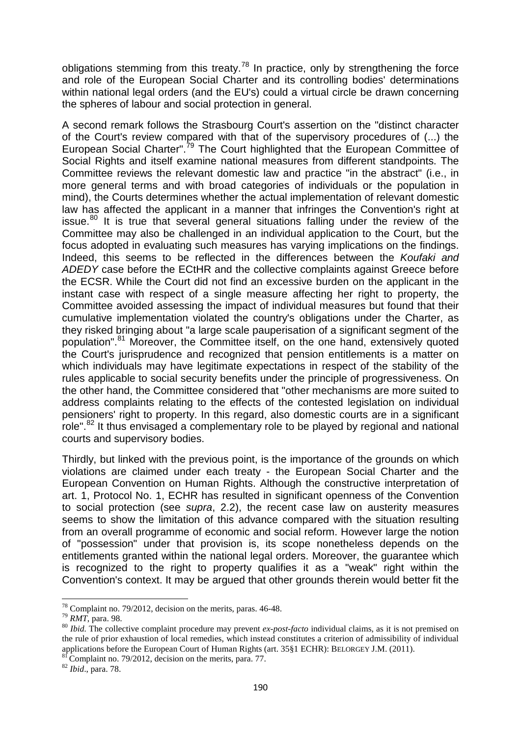obligations stemming from this treaty.[78] In practice, only by strengthening the force and role of the European Social Charter and its controlling bodies' determinations within national legal orders (and the EU's) could a virtual circle be drawn concerning the spheres of labour and social protection in general.

A second remark follows the Strasbourg Court's assertion on the "distinct character of the Court's review compared with that of the supervisory procedures of (...) the European Social Charter".[79] The Court highlighted that the European Committee of Social Rights and itself examine national measures from different standpoints. The Committee reviews the relevant domestic law and practice "in the abstract" (i.e., in more general terms and with broad categories of individuals or the population in mind), the Courts determines whether the actual implementation of relevant domestic law has affected the applicant in a manner that infringes the Convention's right at issue.[80] It is true that several general situations falling under the review of the Committee may also be challenged in an individual application to the Court, but the focus adopted in evaluating such measures has varying implications on the findings. Indeed, this seems to be reflected in the differences between the *Koufaki and ADEDY* case before the ECtHR and the collective complaints against Greece before the ECSR. While the Court did not find an excessive burden on the applicant in the instant case with respect of a single measure affecting her right to property, the Committee avoided assessing the impact of individual measures but found that their cumulative implementation violated the country's obligations under the Charter, as they risked bringing about "a large scale pauperisation of a significant segment of the population".[81] Moreover, the Committee itself, on the one hand, extensively quoted the Court's jurisprudence and recognized that pension entitlements is a matter on which individuals may have legitimate expectations in respect of the stability of the rules applicable to social security benefits under the principle of progressiveness. On the other hand, the Committee considered that "other mechanisms are more suited to address complaints relating to the effects of the contested legislation on individual pensioners' right to property. In this regard, also domestic courts are in a significant role".[82] It thus envisaged a complementary role to be played by regional and national courts and supervisory bodies.

Thirdly, but linked with the previous point, is the importance of the grounds on which violations are claimed under each treaty - the European Social Charter and the European Convention on Human Rights. Although the constructive interpretation of art. 1, Protocol No. 1, ECHR has resulted in significant openness of the Convention to social protection (see *supra*, 2.2), the recent case law on austerity measures seems to show the limitation of this advance compared with the situation resulting from an overall programme of economic and social reform. However large the notion of "possession" under that provision is, its scope nonetheless depends on the entitlements granted within the national legal orders. Moreover, the guarantee which is recognized to the right to property qualifies it as a "weak" right within the Convention's context. It may be argued that other grounds therein would better fit the

---

[78] Complaint no. 79/2012, decision on the merits, paras. 46-48.

[79] *RMT*, para. 98.

[80] *Ibid.* The collective complaint procedure may prevent *ex-post-facto* individual claims, as it is not premised on the rule of prior exhaustion of local remedies, which instead constitutes a criterion of admissibility of individual applications before the European Court of Human Rights (art. 35§1 ECHR): BELORGEY J.M. (2011).

[81] Complaint no. 79/2012, decision on the merits, para. 77.

[82] *Ibid*., para. 78.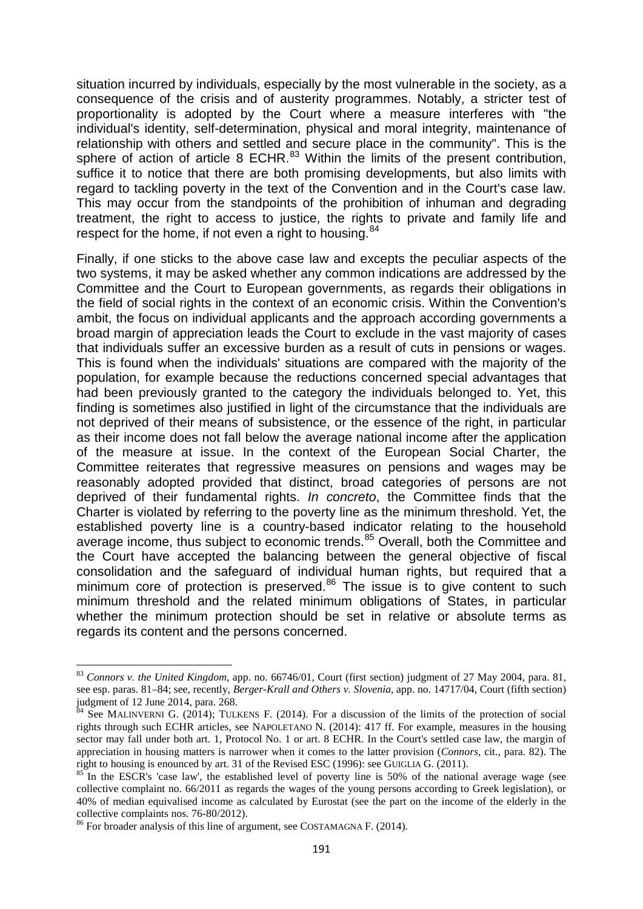situation incurred by individuals, especially by the most vulnerable in the society, as a consequence of the crisis and of austerity programmes. Notably, a stricter test of proportionality is adopted by the Court where a measure interferes with "the individual's identity, self-determination, physical and moral integrity, maintenance of relationship with others and settled and secure place in the community". This is the sphere of action of article 8 ECHR.[83] Within the limits of the present contribution, suffice it to notice that there are both promising developments, but also limits with regard to tackling poverty in the text of the Convention and in the Court's case law. This may occur from the standpoints of the prohibition of inhuman and degrading treatment, the right to access to justice, the rights to private and family life and respect for the home, if not even a right to housing.[84]

Finally, if one sticks to the above case law and excepts the peculiar aspects of the two systems, it may be asked whether any common indications are addressed by the Committee and the Court to European governments, as regards their obligations in the field of social rights in the context of an economic crisis. Within the Convention's ambit, the focus on individual applicants and the approach according governments a broad margin of appreciation leads the Court to exclude in the vast majority of cases that individuals suffer an excessive burden as a result of cuts in pensions or wages. This is found when the individuals' situations are compared with the majority of the population, for example because the reductions concerned special advantages that had been previously granted to the category the individuals belonged to. Yet, this finding is sometimes also justified in light of the circumstance that the individuals are not deprived of their means of subsistence, or the essence of the right, in particular as their income does not fall below the average national income after the application of the measure at issue. In the context of the European Social Charter, the Committee reiterates that regressive measures on pensions and wages may be reasonably adopted provided that distinct, broad categories of persons are not deprived of their fundamental rights. *In concreto*, the Committee finds that the Charter is violated by referring to the poverty line as the minimum threshold. Yet, the established poverty line is a country-based indicator relating to the household average income, thus subject to economic trends.[85] Overall, both the Committee and the Court have accepted the balancing between the general objective of fiscal consolidation and the safeguard of individual human rights, but required that a minimum core of protection is preserved.[86] The issue is to give content to such minimum threshold and the related minimum obligations of States, in particular whether the minimum protection should be set in relative or absolute terms as regards its content and the persons concerned.

---

[83] *Connors v. the United Kingdom*, app. no. 66746/01, Court (first section) judgment of 27 May 2004, para. 81, see esp. paras. 81–84; see, recently, *Berger-Krall and Others v. Slovenia*, app. no. 14717/04, Court (fifth section) judgment of 12 June 2014, para. 268.

[84] See MALINVERNI G. (2014); TULKENS F. (2014). For a discussion of the limits of the protection of social rights through such ECHR articles, see NAPOLETANO N. (2014): 417 ff. For example, measures in the housing sector may fall under both art. 1, Protocol No. 1 or art. 8 ECHR. In the Court's settled case law, the margin of appreciation in housing matters is narrower when it comes to the latter provision (*Connors*, cit., para. 82). The right to housing is enounced by art. 31 of the Revised ESC (1996): see GUIGLIA G. (2011).

[85] In the ESCR's 'case law', the established level of poverty line is 50% of the national average wage (see collective complaint no. 66/2011 as regards the wages of the young persons according to Greek legislation), or 40% of median equivalised income as calculated by Eurostat (see the part on the income of the elderly in the collective complaints nos. 76-80/2012).

[86] For broader analysis of this line of argument, see COSTAMAGNA F. (2014).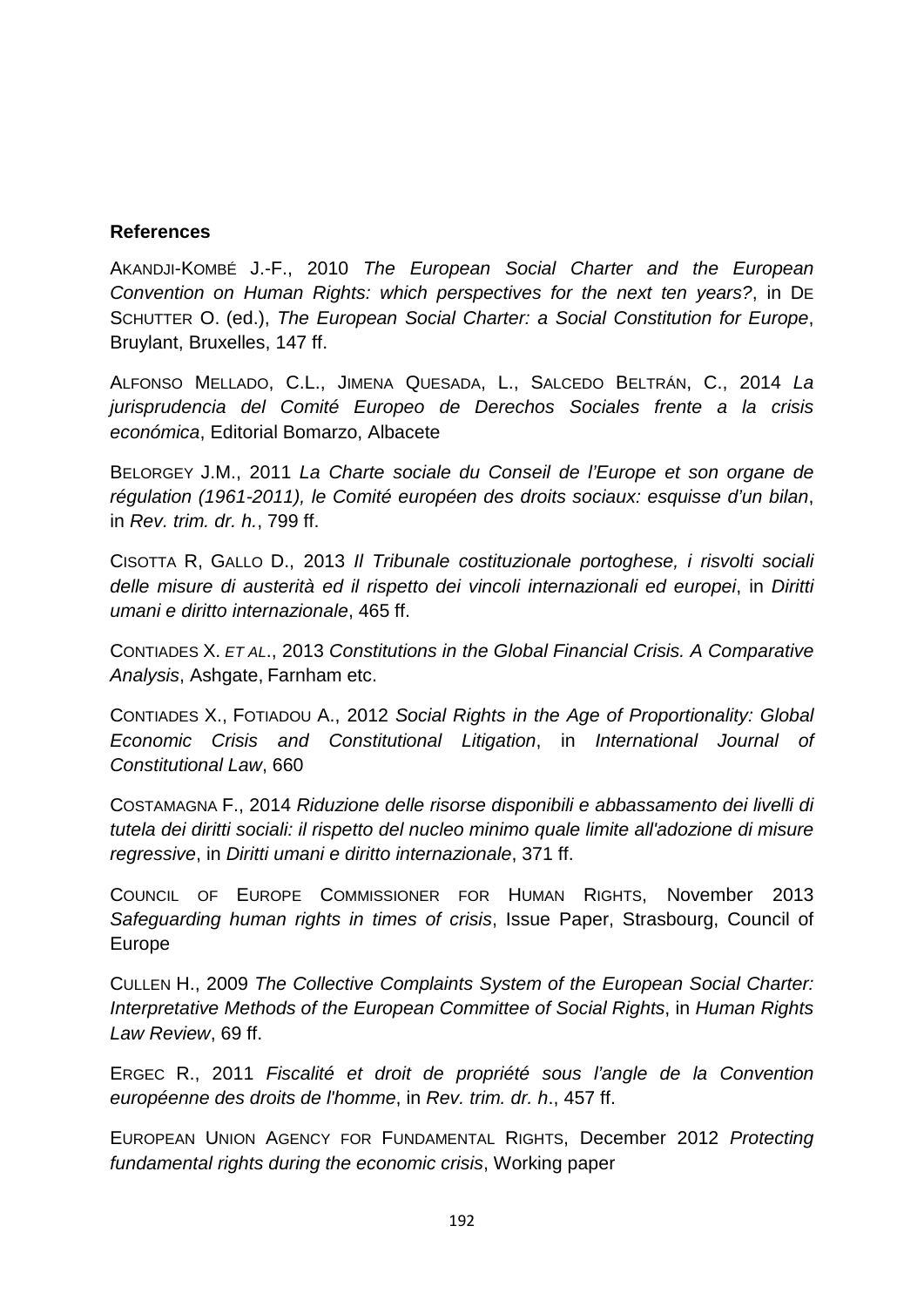**References**

AKANDJI-KOMBÉ J.-F., 2010 *The European Social Charter and the European Convention on Human Rights: which perspectives for the next ten years?*, in DE SCHUTTER O. (ed.), *The European Social Charter: a Social Constitution for Europe*, Bruylant, Bruxelles, 147 ff.

ALFONSO MELLADO, C.L., JIMENA QUESADA, L., SALCEDO BELTRÁN, C., 2014 *La jurisprudencia del Comité Europeo de Derechos Sociales frente a la crisis económica*, Editorial Bomarzo, Albacete

BELORGEY J.M., 2011 *La Charte sociale du Conseil de l'Europe et son organe de régulation (1961-2011), le Comité européen des droits sociaux: esquisse d'un bilan*, in *Rev. trim. dr. h.*, 799 ff.

CISOTTA R, GALLO D., 2013 *Il Tribunale costituzionale portoghese, i risvolti sociali delle misure di austerità ed il rispetto dei vincoli internazionali ed europei*, in *Diritti umani e diritto internazionale*, 465 ff.

CONTIADES X. *ET AL*., 2013 *Constitutions in the Global Financial Crisis. A Comparative Analysis*, Ashgate, Farnham etc.

CONTIADES X., FOTIADOU A., 2012 *Social Rights in the Age of Proportionality: Global Economic Crisis and Constitutional Litigation*, in *International Journal of Constitutional Law*, 660

COSTAMAGNA F., 2014 *Riduzione delle risorse disponibili e abbassamento dei livelli di tutela dei diritti sociali: il rispetto del nucleo minimo quale limite all'adozione di misure regressive*, in *Diritti umani e diritto internazionale*, 371 ff.

COUNCIL OF EUROPE COMMISSIONER FOR HUMAN RIGHTS, November 2013 *Safeguarding human rights in times of crisis*, Issue Paper, Strasbourg, Council of Europe

CULLEN H., 2009 *The Collective Complaints System of the European Social Charter: Interpretative Methods of the European Committee of Social Rights*, in *Human Rights Law Review*, 69 ff.

ERGEC R., 2011 *Fiscalité et droit de propriété sous l'angle de la Convention européenne des droits de l'homme*, in *Rev. trim. dr. h*., 457 ff.

EUROPEAN UNION AGENCY FOR FUNDAMENTAL RIGHTS, December 2012 *Protecting fundamental rights during the economic crisis*, Working paper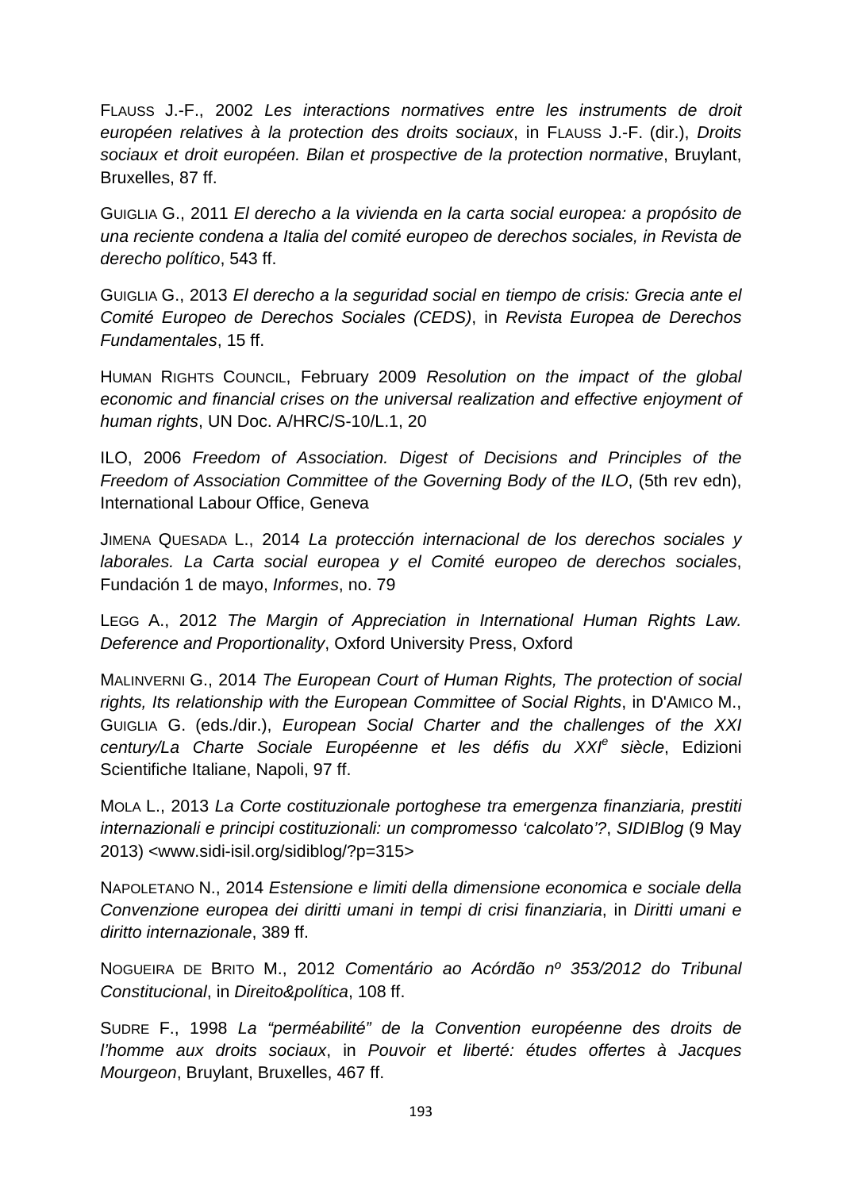FLAUSS J.-F., 2002 *Les interactions normatives entre les instruments de droit européen relatives à la protection des droits sociaux*, in FLAUSS J.-F. (dir.), *Droits sociaux et droit européen. Bilan et prospective de la protection normative*, Bruylant, Bruxelles, 87 ff.

GUIGLIA G., 2011 *El derecho a la vivienda en la carta social europea: a propósito de una reciente condena a Italia del comité europeo de derechos sociales, in Revista de derecho político*, 543 ff.

GUIGLIA G., 2013 *El derecho a la seguridad social en tiempo de crisis: Grecia ante el Comité Europeo de Derechos Sociales (CEDS)*, in *Revista Europea de Derechos Fundamentales*, 15 ff.

HUMAN RIGHTS COUNCIL, February 2009 *Resolution on the impact of the global economic and financial crises on the universal realization and effective enjoyment of human rights*, UN Doc. A/HRC/S-10/L.1, 20

ILO, 2006 *Freedom of Association. Digest of Decisions and Principles of the Freedom of Association Committee of the Governing Body of the ILO*, (5th rev edn), International Labour Office, Geneva

JIMENA QUESADA L., 2014 *La protección internacional de los derechos sociales y laborales. La Carta social europea y el Comité europeo de derechos sociales*, Fundación 1 de mayo, *Informes*, no. 79

LEGG A., 2012 *The Margin of Appreciation in International Human Rights Law. Deference and Proportionality*, Oxford University Press, Oxford

MALINVERNI G., 2014 *The European Court of Human Rights, The protection of social rights, Its relationship with the European Committee of Social Rights*, in D'AMICO M., GUIGLIA G. (eds./dir.), *European Social Charter and the challenges of the XXI century/La Charte Sociale Européenne et les défis du XXI*[e] *siècle*, Edizioni Scientifiche Italiane, Napoli, 97 ff.

MOLA L., 2013 *La Corte costituzionale portoghese tra emergenza finanziaria, prestiti internazionali e principi costituzionali: un compromesso 'calcolato'?*, *SIDIBlog* (9 May 2013) <www.sidi-isil.org/sidiblog/?p=315>

NAPOLETANO N., 2014 *Estensione e limiti della dimensione economica e sociale della Convenzione europea dei diritti umani in tempi di crisi finanziaria*, in *Diritti umani e diritto internazionale*, 389 ff.

NOGUEIRA DE BRITO M., 2012 *Comentário ao Acórdão nº 353/2012 do Tribunal Constitucional*, in *Direito&política*, 108 ff.

SUDRE F., 1998 *La "perméabilité" de la Convention européenne des droits de l'homme aux droits sociaux*, in *Pouvoir et liberté: études offertes à Jacques Mourgeon*, Bruylant, Bruxelles, 467 ff.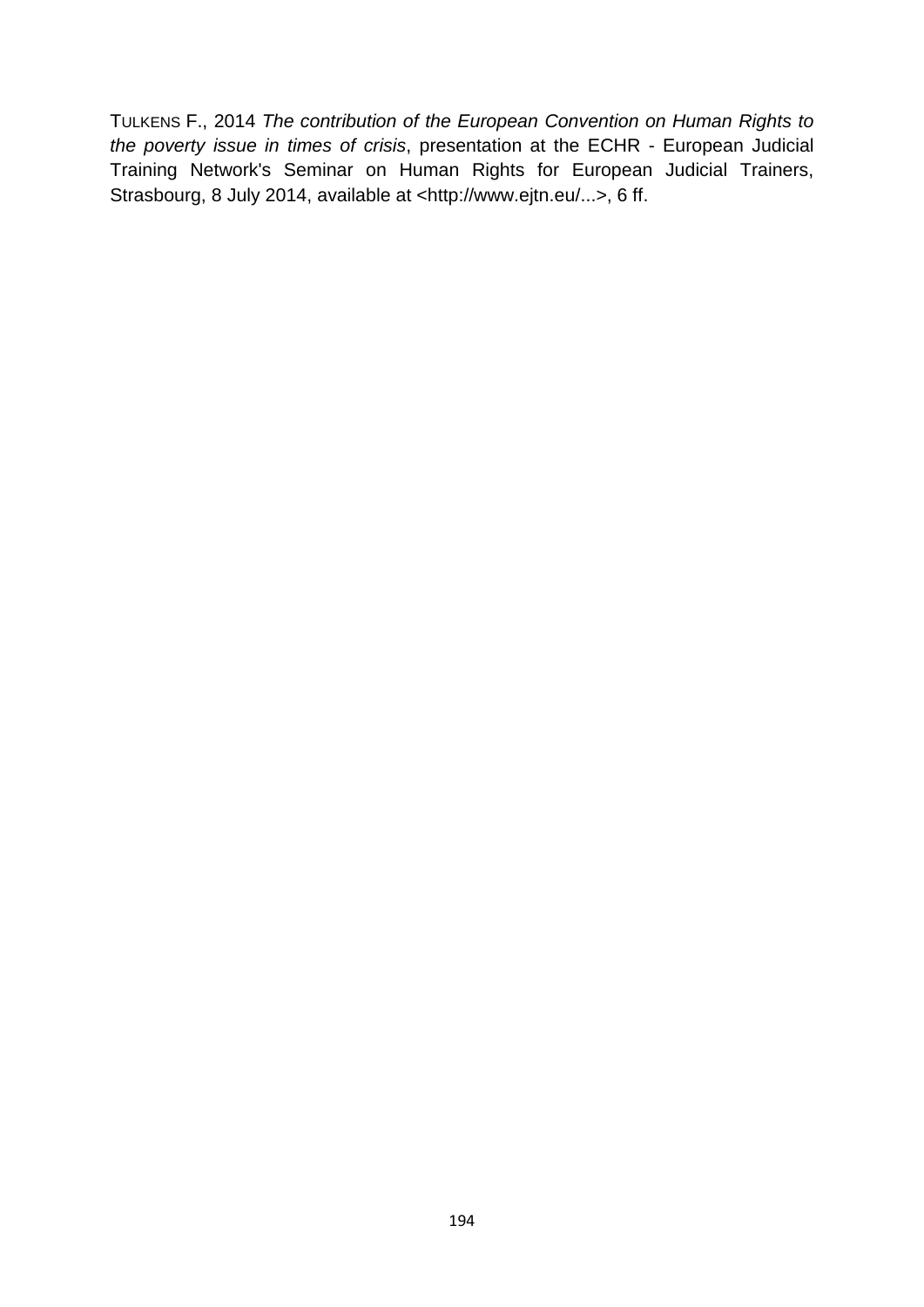TULKENS F., 2014 *The contribution of the European Convention on Human Rights to the poverty issue in times of crisis*, presentation at the ECHR - European Judicial Training Network's Seminar on Human Rights for European Judicial Trainers, Strasbourg, 8 July 2014, available at <http://www.ejtn.eu/...>, 6 ff.